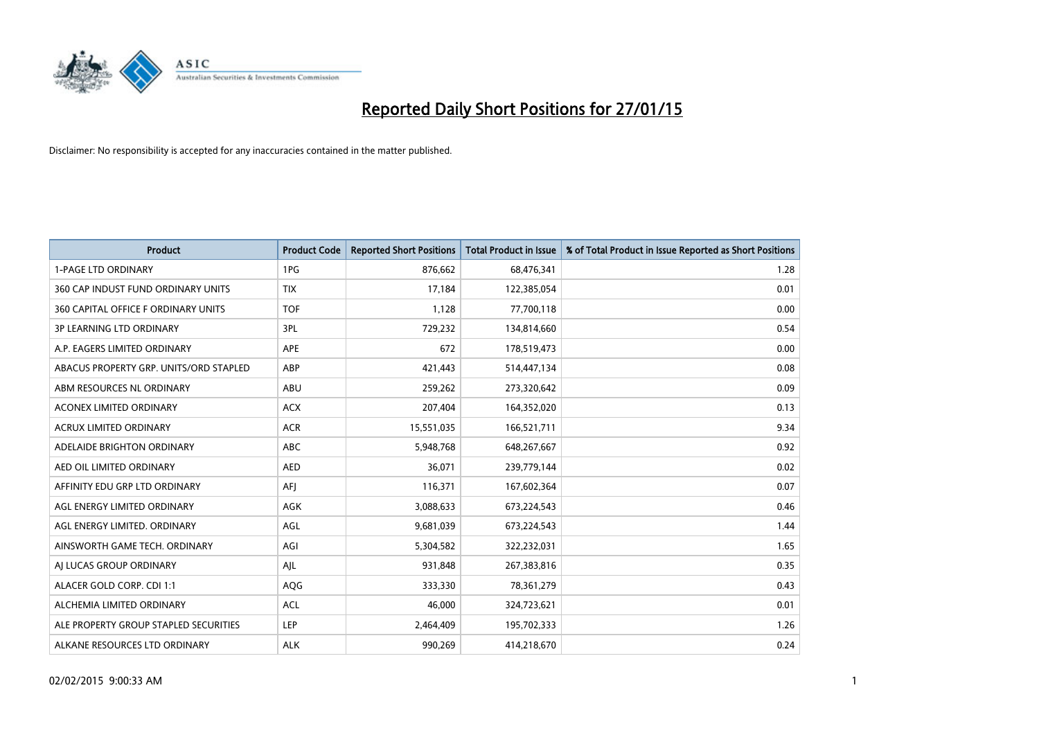# Reported Daily Short Positions for 27/01/15

Disclaimer: No responsibility is accepted for any inaccuracies contained in the matter published.

| Product | Product Code | Reported Short Positions | Total Product in Issue | % of Total Product in Issue Reported as Short Positions |
|---|---|---|---|---|
| 1-PAGE LTD ORDINARY | 1PG | 876,662 | 68,476,341 | 1.28 |
| 360 CAP INDUST FUND ORDINARY UNITS | TIX | 17,184 | 122,385,054 | 0.01 |
| 360 CAPITAL OFFICE F ORDINARY UNITS | TOF | 1,128 | 77,700,118 | 0.00 |
| 3P LEARNING LTD ORDINARY | 3PL | 729,232 | 134,814,660 | 0.54 |
| A.P. EAGERS LIMITED ORDINARY | APE | 672 | 178,519,473 | 0.00 |
| ABACUS PROPERTY GRP. UNITS/ORD STAPLED | ABP | 421,443 | 514,447,134 | 0.08 |
| ABM RESOURCES NL ORDINARY | ABU | 259,262 | 273,320,642 | 0.09 |
| ACONEX LIMITED ORDINARY | ACX | 207,404 | 164,352,020 | 0.13 |
| ACRUX LIMITED ORDINARY | ACR | 15,551,035 | 166,521,711 | 9.34 |
| ADELAIDE BRIGHTON ORDINARY | ABC | 5,948,768 | 648,267,667 | 0.92 |
| AED OIL LIMITED ORDINARY | AED | 36,071 | 239,779,144 | 0.02 |
| AFFINITY EDU GRP LTD ORDINARY | AFJ | 116,371 | 167,602,364 | 0.07 |
| AGL ENERGY LIMITED ORDINARY | AGK | 3,088,633 | 673,224,543 | 0.46 |
| AGL ENERGY LIMITED. ORDINARY | AGL | 9,681,039 | 673,224,543 | 1.44 |
| AINSWORTH GAME TECH. ORDINARY | AGI | 5,304,582 | 322,232,031 | 1.65 |
| AJ LUCAS GROUP ORDINARY | AJL | 931,848 | 267,383,816 | 0.35 |
| ALACER GOLD CORP. CDI 1:1 | AQG | 333,330 | 78,361,279 | 0.43 |
| ALCHEMIA LIMITED ORDINARY | ACL | 46,000 | 324,723,621 | 0.01 |
| ALE PROPERTY GROUP STAPLED SECURITIES | LEP | 2,464,409 | 195,702,333 | 1.26 |
| ALKANE RESOURCES LTD ORDINARY | ALK | 990,269 | 414,218,670 | 0.24 |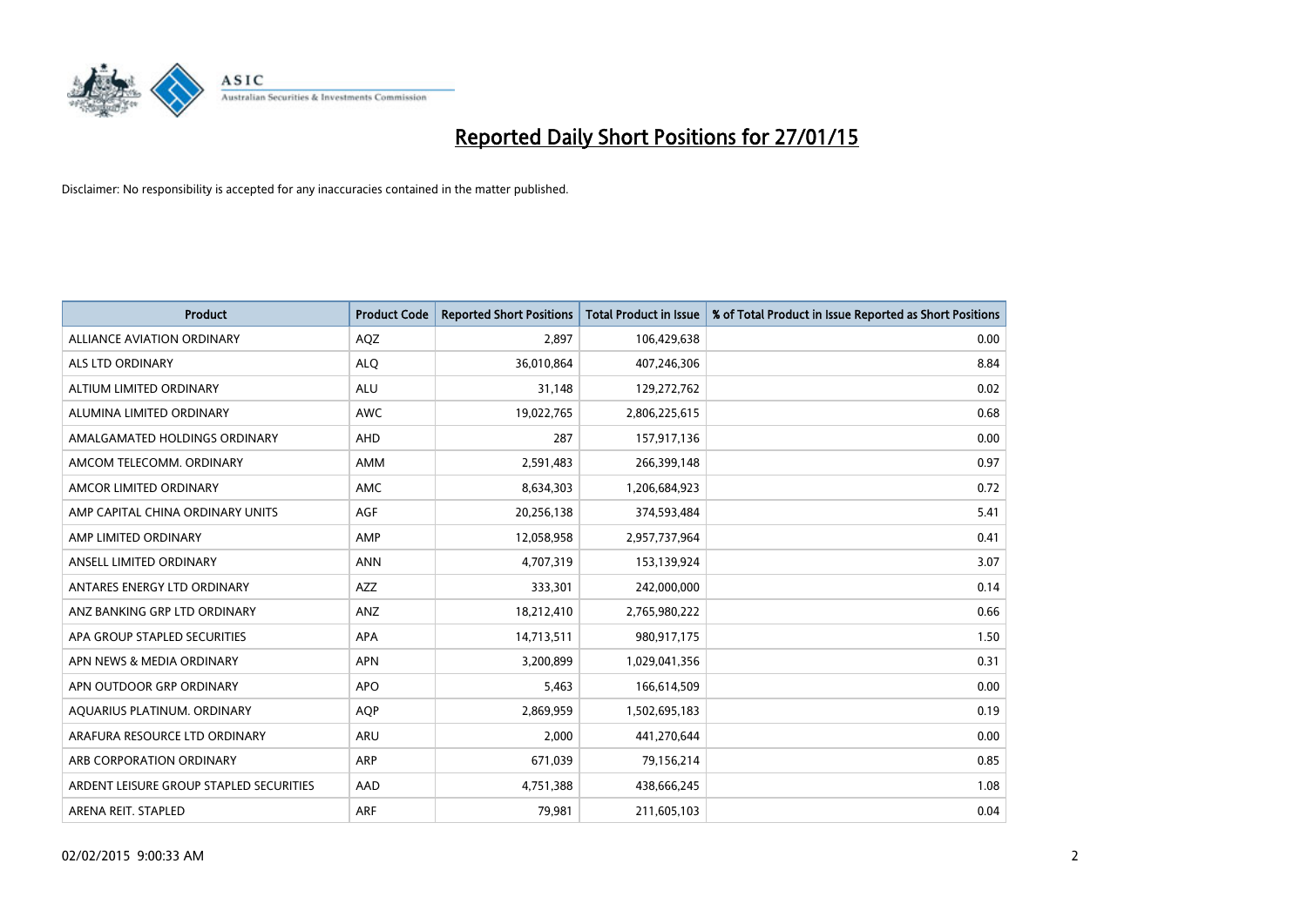# Reported Daily Short Positions for 27/01/15

Disclaimer: No responsibility is accepted for any inaccuracies contained in the matter published.

| Product | Product Code | Reported Short Positions | Total Product in Issue | % of Total Product in Issue Reported as Short Positions |
|---|---|---|---|---|
| ALLIANCE AVIATION ORDINARY | AQZ | 2,897 | 106,429,638 | 0.00 |
| ALS LTD ORDINARY | ALQ | 36,010,864 | 407,246,306 | 8.84 |
| ALTIUM LIMITED ORDINARY | ALU | 31,148 | 129,272,762 | 0.02 |
| ALUMINA LIMITED ORDINARY | AWC | 19,022,765 | 2,806,225,615 | 0.68 |
| AMALGAMATED HOLDINGS ORDINARY | AHD | 287 | 157,917,136 | 0.00 |
| AMCOM TELECOMM. ORDINARY | AMM | 2,591,483 | 266,399,148 | 0.97 |
| AMCOR LIMITED ORDINARY | AMC | 8,634,303 | 1,206,684,923 | 0.72 |
| AMP CAPITAL CHINA ORDINARY UNITS | AGF | 20,256,138 | 374,593,484 | 5.41 |
| AMP LIMITED ORDINARY | AMP | 12,058,958 | 2,957,737,964 | 0.41 |
| ANSELL LIMITED ORDINARY | ANN | 4,707,319 | 153,139,924 | 3.07 |
| ANTARES ENERGY LTD ORDINARY | AZZ | 333,301 | 242,000,000 | 0.14 |
| ANZ BANKING GRP LTD ORDINARY | ANZ | 18,212,410 | 2,765,980,222 | 0.66 |
| APA GROUP STAPLED SECURITIES | APA | 14,713,511 | 980,917,175 | 1.50 |
| APN NEWS & MEDIA ORDINARY | APN | 3,200,899 | 1,029,041,356 | 0.31 |
| APN OUTDOOR GRP ORDINARY | APO | 5,463 | 166,614,509 | 0.00 |
| AQUARIUS PLATINUM. ORDINARY | AQP | 2,869,959 | 1,502,695,183 | 0.19 |
| ARAFURA RESOURCE LTD ORDINARY | ARU | 2,000 | 441,270,644 | 0.00 |
| ARB CORPORATION ORDINARY | ARP | 671,039 | 79,156,214 | 0.85 |
| ARDENT LEISURE GROUP STAPLED SECURITIES | AAD | 4,751,388 | 438,666,245 | 1.08 |
| ARENA REIT. STAPLED | ARF | 79,981 | 211,605,103 | 0.04 |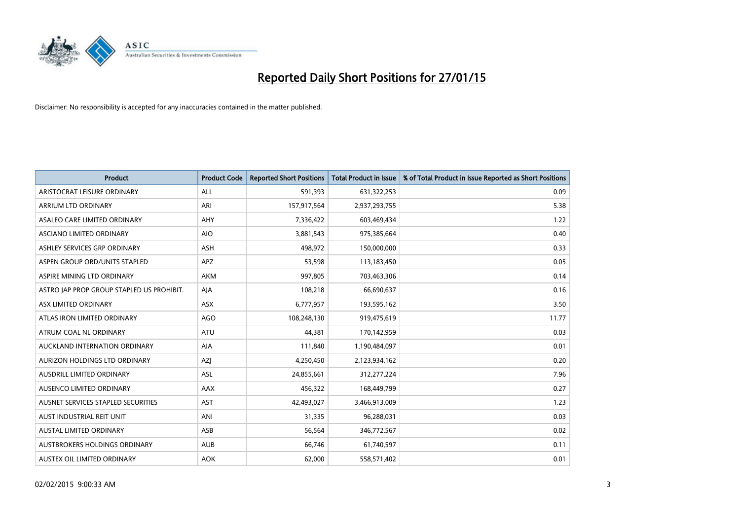# Reported Daily Short Positions for 27/01/15

Disclaimer: No responsibility is accepted for any inaccuracies contained in the matter published.

| Product | Product Code | Reported Short Positions | Total Product in Issue | % of Total Product in Issue Reported as Short Positions |
|---|---|---|---|---|
| ARISTOCRAT LEISURE ORDINARY | ALL | 591,393 | 631,322,253 | 0.09 |
| ARRIUM LTD ORDINARY | ARI | 157,917,564 | 2,937,293,755 | 5.38 |
| ASALEO CARE LIMITED ORDINARY | AHY | 7,336,422 | 603,469,434 | 1.22 |
| ASCIANO LIMITED ORDINARY | AIO | 3,881,543 | 975,385,664 | 0.40 |
| ASHLEY SERVICES GRP ORDINARY | ASH | 498,972 | 150,000,000 | 0.33 |
| ASPEN GROUP ORD/UNITS STAPLED | APZ | 53,598 | 113,183,450 | 0.05 |
| ASPIRE MINING LTD ORDINARY | AKM | 997,805 | 703,463,306 | 0.14 |
| ASTRO JAP PROP GROUP STAPLED US PROHIBIT. | AJA | 108,218 | 66,690,637 | 0.16 |
| ASX LIMITED ORDINARY | ASX | 6,777,957 | 193,595,162 | 3.50 |
| ATLAS IRON LIMITED ORDINARY | AGO | 108,248,130 | 919,475,619 | 11.77 |
| ATRUM COAL NL ORDINARY | ATU | 44,381 | 170,142,959 | 0.03 |
| AUCKLAND INTERNATION ORDINARY | AIA | 111,840 | 1,190,484,097 | 0.01 |
| AURIZON HOLDINGS LTD ORDINARY | AZJ | 4,250,450 | 2,123,934,162 | 0.20 |
| AUSDRILL LIMITED ORDINARY | ASL | 24,855,661 | 312,277,224 | 7.96 |
| AUSENCO LIMITED ORDINARY | AAX | 456,322 | 168,449,799 | 0.27 |
| AUSNET SERVICES STAPLED SECURITIES | AST | 42,493,027 | 3,466,913,009 | 1.23 |
| AUST INDUSTRIAL REIT UNIT | ANI | 31,335 | 96,288,031 | 0.03 |
| AUSTAL LIMITED ORDINARY | ASB | 56,564 | 346,772,567 | 0.02 |
| AUSTBROKERS HOLDINGS ORDINARY | AUB | 66,746 | 61,740,597 | 0.11 |
| AUSTEX OIL LIMITED ORDINARY | AOK | 62,000 | 558,571,402 | 0.01 |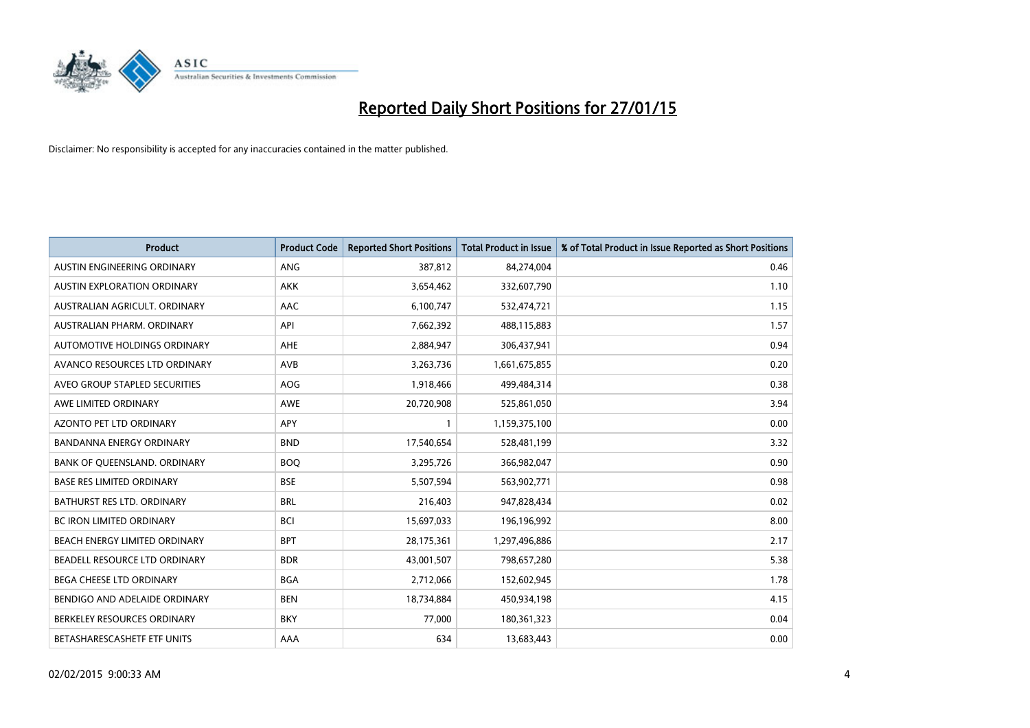# Reported Daily Short Positions for 27/01/15

Disclaimer: No responsibility is accepted for any inaccuracies contained in the matter published.

| Product | Product Code | Reported Short Positions | Total Product in Issue | % of Total Product in Issue Reported as Short Positions |
|---|---|---|---|---|
| AUSTIN ENGINEERING ORDINARY | ANG | 387,812 | 84,274,004 | 0.46 |
| AUSTIN EXPLORATION ORDINARY | AKK | 3,654,462 | 332,607,790 | 1.10 |
| AUSTRALIAN AGRICULT. ORDINARY | AAC | 6,100,747 | 532,474,721 | 1.15 |
| AUSTRALIAN PHARM. ORDINARY | API | 7,662,392 | 488,115,883 | 1.57 |
| AUTOMOTIVE HOLDINGS ORDINARY | AHE | 2,884,947 | 306,437,941 | 0.94 |
| AVANCO RESOURCES LTD ORDINARY | AVB | 3,263,736 | 1,661,675,855 | 0.20 |
| AVEO GROUP STAPLED SECURITIES | AOG | 1,918,466 | 499,484,314 | 0.38 |
| AWE LIMITED ORDINARY | AWE | 20,720,908 | 525,861,050 | 3.94 |
| AZONTO PET LTD ORDINARY | APY | 1 | 1,159,375,100 | 0.00 |
| BANDANNA ENERGY ORDINARY | BND | 17,540,654 | 528,481,199 | 3.32 |
| BANK OF QUEENSLAND. ORDINARY | BOQ | 3,295,726 | 366,982,047 | 0.90 |
| BASE RES LIMITED ORDINARY | BSE | 5,507,594 | 563,902,771 | 0.98 |
| BATHURST RES LTD. ORDINARY | BRL | 216,403 | 947,828,434 | 0.02 |
| BC IRON LIMITED ORDINARY | BCI | 15,697,033 | 196,196,992 | 8.00 |
| BEACH ENERGY LIMITED ORDINARY | BPT | 28,175,361 | 1,297,496,886 | 2.17 |
| BEADELL RESOURCE LTD ORDINARY | BDR | 43,001,507 | 798,657,280 | 5.38 |
| BEGA CHEESE LTD ORDINARY | BGA | 2,712,066 | 152,602,945 | 1.78 |
| BENDIGO AND ADELAIDE ORDINARY | BEN | 18,734,884 | 450,934,198 | 4.15 |
| BERKELEY RESOURCES ORDINARY | BKY | 77,000 | 180,361,323 | 0.04 |
| BETASHARESCASHETF ETF UNITS | AAA | 634 | 13,683,443 | 0.00 |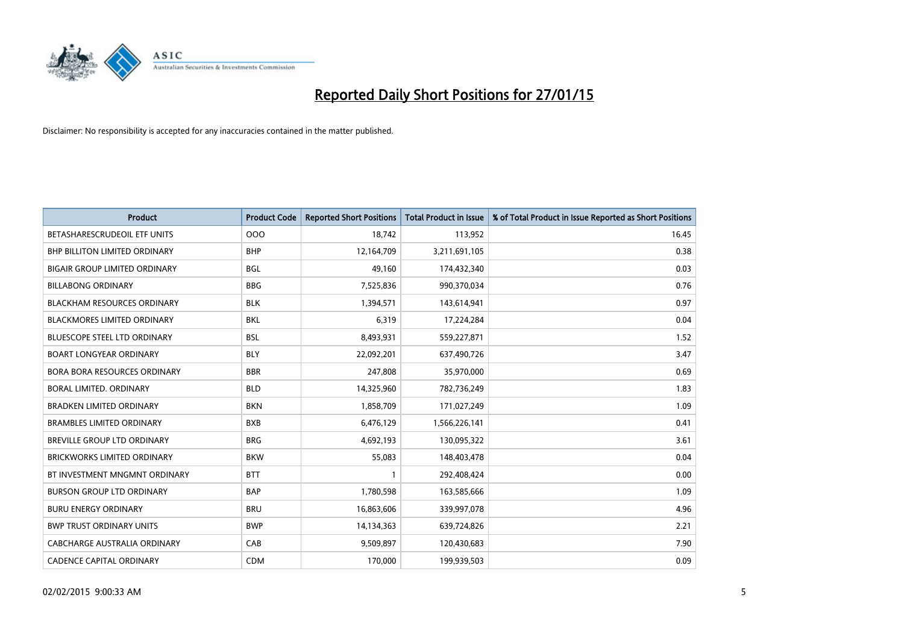# Reported Daily Short Positions for 27/01/15

Disclaimer: No responsibility is accepted for any inaccuracies contained in the matter published.

| Product | Product Code | Reported Short Positions | Total Product in Issue | % of Total Product in Issue Reported as Short Positions |
|---|---|---|---|---|
| BETASHARESCRUDEOIL ETF UNITS | OOO | 18,742 | 113,952 | 16.45 |
| BHP BILLITON LIMITED ORDINARY | BHP | 12,164,709 | 3,211,691,105 | 0.38 |
| BIGAIR GROUP LIMITED ORDINARY | BGL | 49,160 | 174,432,340 | 0.03 |
| BILLABONG ORDINARY | BBG | 7,525,836 | 990,370,034 | 0.76 |
| BLACKHAM RESOURCES ORDINARY | BLK | 1,394,571 | 143,614,941 | 0.97 |
| BLACKMORES LIMITED ORDINARY | BKL | 6,319 | 17,224,284 | 0.04 |
| BLUESCOPE STEEL LTD ORDINARY | BSL | 8,493,931 | 559,227,871 | 1.52 |
| BOART LONGYEAR ORDINARY | BLY | 22,092,201 | 637,490,726 | 3.47 |
| BORA BORA RESOURCES ORDINARY | BBR | 247,808 | 35,970,000 | 0.69 |
| BORAL LIMITED. ORDINARY | BLD | 14,325,960 | 782,736,249 | 1.83 |
| BRADKEN LIMITED ORDINARY | BKN | 1,858,709 | 171,027,249 | 1.09 |
| BRAMBLES LIMITED ORDINARY | BXB | 6,476,129 | 1,566,226,141 | 0.41 |
| BREVILLE GROUP LTD ORDINARY | BRG | 4,692,193 | 130,095,322 | 3.61 |
| BRICKWORKS LIMITED ORDINARY | BKW | 55,083 | 148,403,478 | 0.04 |
| BT INVESTMENT MNGMNT ORDINARY | BTT | 1 | 292,408,424 | 0.00 |
| BURSON GROUP LTD ORDINARY | BAP | 1,780,598 | 163,585,666 | 1.09 |
| BURU ENERGY ORDINARY | BRU | 16,863,606 | 339,997,078 | 4.96 |
| BWP TRUST ORDINARY UNITS | BWP | 14,134,363 | 639,724,826 | 2.21 |
| CABCHARGE AUSTRALIA ORDINARY | CAB | 9,509,897 | 120,430,683 | 7.90 |
| CADENCE CAPITAL ORDINARY | CDM | 170,000 | 199,939,503 | 0.09 |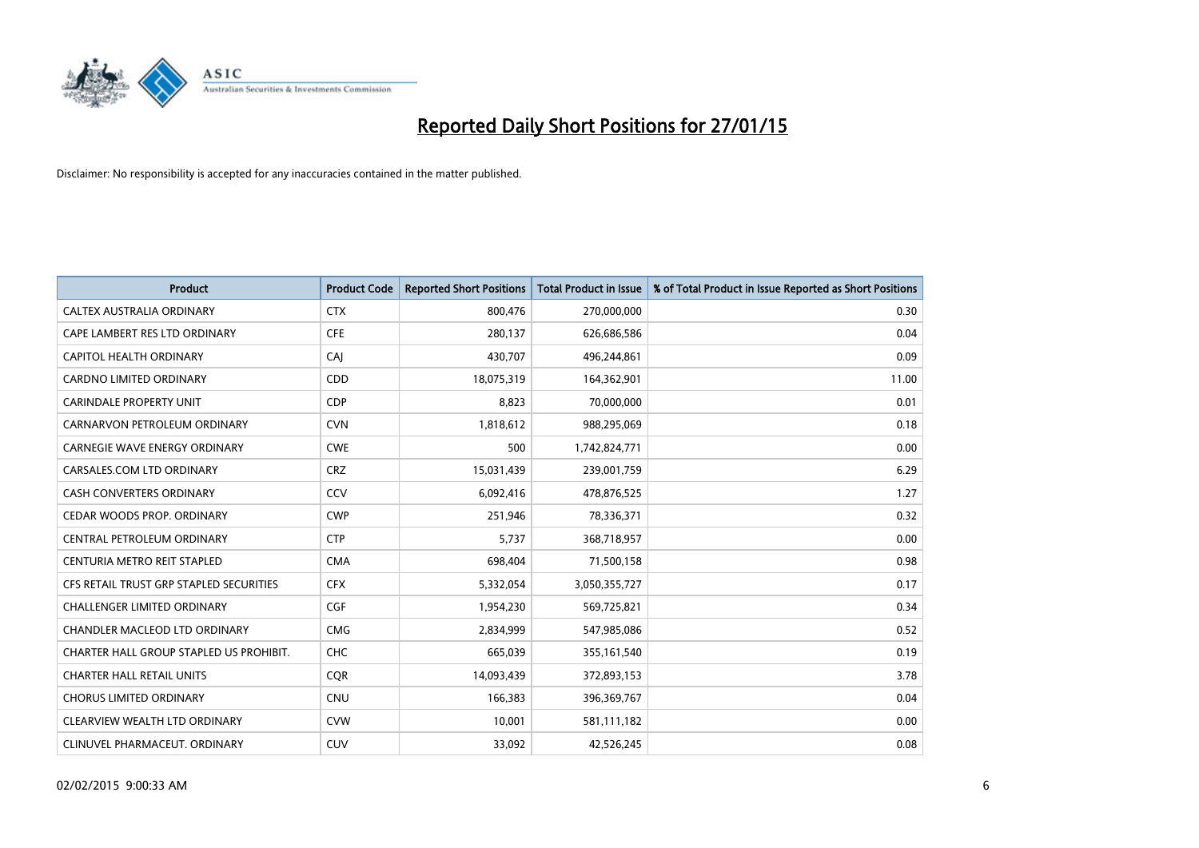# Reported Daily Short Positions for 27/01/15

Disclaimer: No responsibility is accepted for any inaccuracies contained in the matter published.

| Product | Product Code | Reported Short Positions | Total Product in Issue | % of Total Product in Issue Reported as Short Positions |
|---|---|---|---|---|
| CALTEX AUSTRALIA ORDINARY | CTX | 800,476 | 270,000,000 | 0.30 |
| CAPE LAMBERT RES LTD ORDINARY | CFE | 280,137 | 626,686,586 | 0.04 |
| CAPITOL HEALTH ORDINARY | CAJ | 430,707 | 496,244,861 | 0.09 |
| CARDNO LIMITED ORDINARY | CDD | 18,075,319 | 164,362,901 | 11.00 |
| CARINDALE PROPERTY UNIT | CDP | 8,823 | 70,000,000 | 0.01 |
| CARNARVON PETROLEUM ORDINARY | CVN | 1,818,612 | 988,295,069 | 0.18 |
| CARNEGIE WAVE ENERGY ORDINARY | CWE | 500 | 1,742,824,771 | 0.00 |
| CARSALES.COM LTD ORDINARY | CRZ | 15,031,439 | 239,001,759 | 6.29 |
| CASH CONVERTERS ORDINARY | CCV | 6,092,416 | 478,876,525 | 1.27 |
| CEDAR WOODS PROP. ORDINARY | CWP | 251,946 | 78,336,371 | 0.32 |
| CENTRAL PETROLEUM ORDINARY | CTP | 5,737 | 368,718,957 | 0.00 |
| CENTURIA METRO REIT STAPLED | CMA | 698,404 | 71,500,158 | 0.98 |
| CFS RETAIL TRUST GRP STAPLED SECURITIES | CFX | 5,332,054 | 3,050,355,727 | 0.17 |
| CHALLENGER LIMITED ORDINARY | CGF | 1,954,230 | 569,725,821 | 0.34 |
| CHANDLER MACLEOD LTD ORDINARY | CMG | 2,834,999 | 547,985,086 | 0.52 |
| CHARTER HALL GROUP STAPLED US PROHIBIT. | CHC | 665,039 | 355,161,540 | 0.19 |
| CHARTER HALL RETAIL UNITS | CQR | 14,093,439 | 372,893,153 | 3.78 |
| CHORUS LIMITED ORDINARY | CNU | 166,383 | 396,369,767 | 0.04 |
| CLEARVIEW WEALTH LTD ORDINARY | CVW | 10,001 | 581,111,182 | 0.00 |
| CLINUVEL PHARMACEUT. ORDINARY | CUV | 33,092 | 42,526,245 | 0.08 |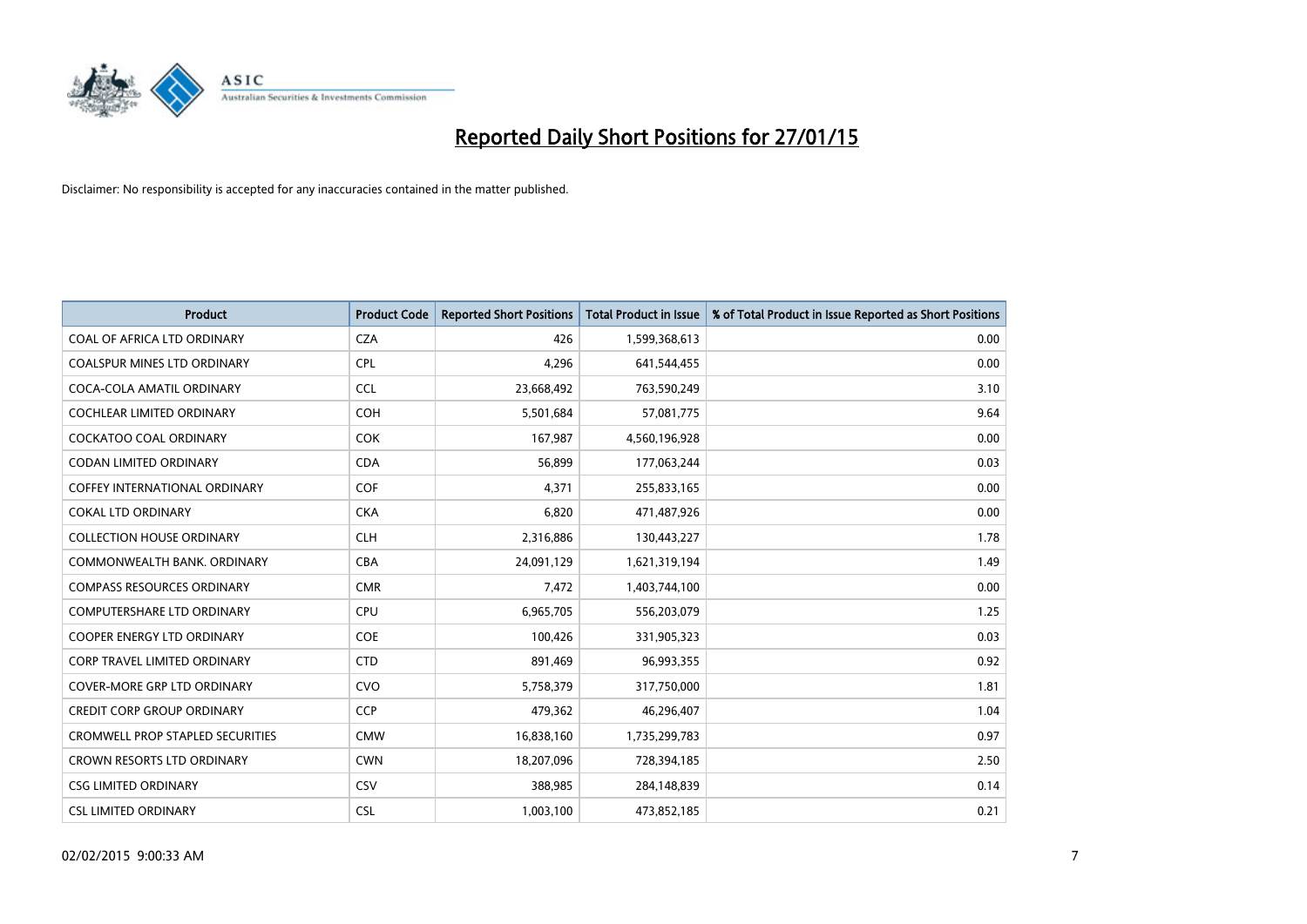# Reported Daily Short Positions for 27/01/15

Disclaimer: No responsibility is accepted for any inaccuracies contained in the matter published.

| Product | Product Code | Reported Short Positions | Total Product in Issue | % of Total Product in Issue Reported as Short Positions |
|---|---|---|---|---|
| COAL OF AFRICA LTD ORDINARY | CZA | 426 | 1,599,368,613 | 0.00 |
| COALSPUR MINES LTD ORDINARY | CPL | 4,296 | 641,544,455 | 0.00 |
| COCA-COLA AMATIL ORDINARY | CCL | 23,668,492 | 763,590,249 | 3.10 |
| COCHLEAR LIMITED ORDINARY | COH | 5,501,684 | 57,081,775 | 9.64 |
| COCKATOO COAL ORDINARY | COK | 167,987 | 4,560,196,928 | 0.00 |
| CODAN LIMITED ORDINARY | CDA | 56,899 | 177,063,244 | 0.03 |
| COFFEY INTERNATIONAL ORDINARY | COF | 4,371 | 255,833,165 | 0.00 |
| COKAL LTD ORDINARY | CKA | 6,820 | 471,487,926 | 0.00 |
| COLLECTION HOUSE ORDINARY | CLH | 2,316,886 | 130,443,227 | 1.78 |
| COMMONWEALTH BANK. ORDINARY | CBA | 24,091,129 | 1,621,319,194 | 1.49 |
| COMPASS RESOURCES ORDINARY | CMR | 7,472 | 1,403,744,100 | 0.00 |
| COMPUTERSHARE LTD ORDINARY | CPU | 6,965,705 | 556,203,079 | 1.25 |
| COOPER ENERGY LTD ORDINARY | COE | 100,426 | 331,905,323 | 0.03 |
| CORP TRAVEL LIMITED ORDINARY | CTD | 891,469 | 96,993,355 | 0.92 |
| COVER-MORE GRP LTD ORDINARY | CVO | 5,758,379 | 317,750,000 | 1.81 |
| CREDIT CORP GROUP ORDINARY | CCP | 479,362 | 46,296,407 | 1.04 |
| CROMWELL PROP STAPLED SECURITIES | CMW | 16,838,160 | 1,735,299,783 | 0.97 |
| CROWN RESORTS LTD ORDINARY | CWN | 18,207,096 | 728,394,185 | 2.50 |
| CSG LIMITED ORDINARY | CSV | 388,985 | 284,148,839 | 0.14 |
| CSL LIMITED ORDINARY | CSL | 1,003,100 | 473,852,185 | 0.21 |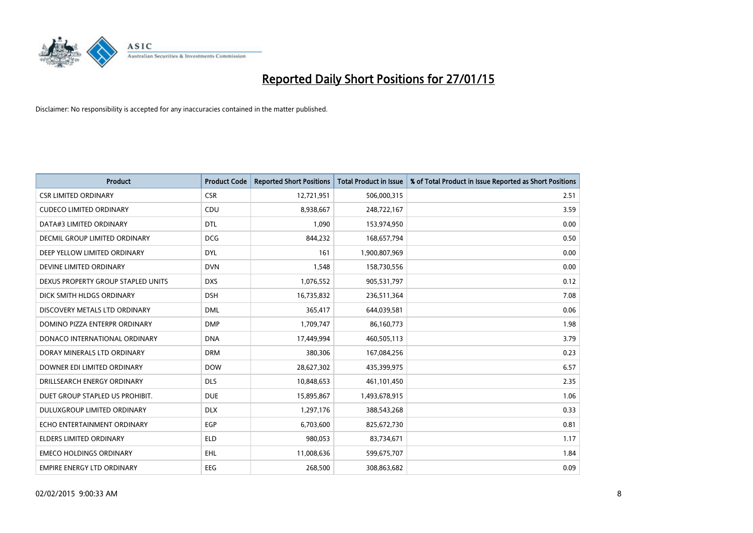# Reported Daily Short Positions for 27/01/15

Disclaimer: No responsibility is accepted for any inaccuracies contained in the matter published.

| Product | Product Code | Reported Short Positions | Total Product in Issue | % of Total Product in Issue Reported as Short Positions |
|---|---|---|---|---|
| CSR LIMITED ORDINARY | CSR | 12,721,951 | 506,000,315 | 2.51 |
| CUDECO LIMITED ORDINARY | CDU | 8,938,667 | 248,722,167 | 3.59 |
| DATA#3 LIMITED ORDINARY | DTL | 1,090 | 153,974,950 | 0.00 |
| DECMIL GROUP LIMITED ORDINARY | DCG | 844,232 | 168,657,794 | 0.50 |
| DEEP YELLOW LIMITED ORDINARY | DYL | 161 | 1,900,807,969 | 0.00 |
| DEVINE LIMITED ORDINARY | DVN | 1,548 | 158,730,556 | 0.00 |
| DEXUS PROPERTY GROUP STAPLED UNITS | DXS | 1,076,552 | 905,531,797 | 0.12 |
| DICK SMITH HLDGS ORDINARY | DSH | 16,735,832 | 236,511,364 | 7.08 |
| DISCOVERY METALS LTD ORDINARY | DML | 365,417 | 644,039,581 | 0.06 |
| DOMINO PIZZA ENTERPR ORDINARY | DMP | 1,709,747 | 86,160,773 | 1.98 |
| DONACO INTERNATIONAL ORDINARY | DNA | 17,449,994 | 460,505,113 | 3.79 |
| DORAY MINERALS LTD ORDINARY | DRM | 380,306 | 167,084,256 | 0.23 |
| DOWNER EDI LIMITED ORDINARY | DOW | 28,627,302 | 435,399,975 | 6.57 |
| DRILLSEARCH ENERGY ORDINARY | DLS | 10,848,653 | 461,101,450 | 2.35 |
| DUET GROUP STAPLED US PROHIBIT. | DUE | 15,895,867 | 1,493,678,915 | 1.06 |
| DULUXGROUP LIMITED ORDINARY | DLX | 1,297,176 | 388,543,268 | 0.33 |
| ECHO ENTERTAINMENT ORDINARY | EGP | 6,703,600 | 825,672,730 | 0.81 |
| ELDERS LIMITED ORDINARY | ELD | 980,053 | 83,734,671 | 1.17 |
| EMECO HOLDINGS ORDINARY | EHL | 11,008,636 | 599,675,707 | 1.84 |
| EMPIRE ENERGY LTD ORDINARY | EEG | 268,500 | 308,863,682 | 0.09 |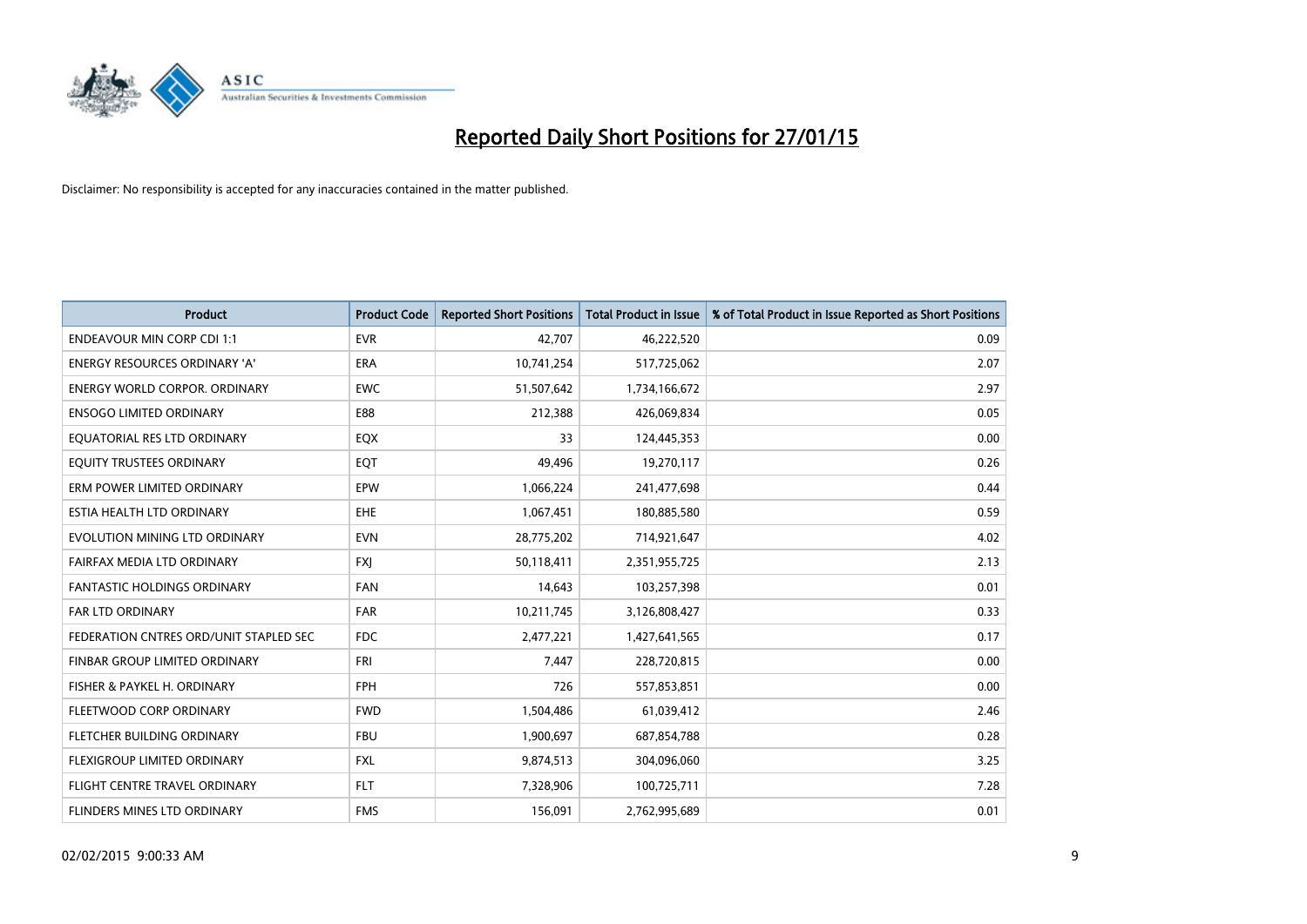# Reported Daily Short Positions for 27/01/15

Disclaimer: No responsibility is accepted for any inaccuracies contained in the matter published.

| Product | Product Code | Reported Short Positions | Total Product in Issue | % of Total Product in Issue Reported as Short Positions |
|---|---|---|---|---|
| ENDEAVOUR MIN CORP CDI 1:1 | EVR | 42,707 | 46,222,520 | 0.09 |
| ENERGY RESOURCES ORDINARY 'A' | ERA | 10,741,254 | 517,725,062 | 2.07 |
| ENERGY WORLD CORPOR. ORDINARY | EWC | 51,507,642 | 1,734,166,672 | 2.97 |
| ENSOGO LIMITED ORDINARY | E88 | 212,388 | 426,069,834 | 0.05 |
| EQUATORIAL RES LTD ORDINARY | EQX | 33 | 124,445,353 | 0.00 |
| EQUITY TRUSTEES ORDINARY | EQT | 49,496 | 19,270,117 | 0.26 |
| ERM POWER LIMITED ORDINARY | EPW | 1,066,224 | 241,477,698 | 0.44 |
| ESTIA HEALTH LTD ORDINARY | EHE | 1,067,451 | 180,885,580 | 0.59 |
| EVOLUTION MINING LTD ORDINARY | EVN | 28,775,202 | 714,921,647 | 4.02 |
| FAIRFAX MEDIA LTD ORDINARY | FXJ | 50,118,411 | 2,351,955,725 | 2.13 |
| FANTASTIC HOLDINGS ORDINARY | FAN | 14,643 | 103,257,398 | 0.01 |
| FAR LTD ORDINARY | FAR | 10,211,745 | 3,126,808,427 | 0.33 |
| FEDERATION CNTRES ORD/UNIT STAPLED SEC | FDC | 2,477,221 | 1,427,641,565 | 0.17 |
| FINBAR GROUP LIMITED ORDINARY | FRI | 7,447 | 228,720,815 | 0.00 |
| FISHER & PAYKEL H. ORDINARY | FPH | 726 | 557,853,851 | 0.00 |
| FLEETWOOD CORP ORDINARY | FWD | 1,504,486 | 61,039,412 | 2.46 |
| FLETCHER BUILDING ORDINARY | FBU | 1,900,697 | 687,854,788 | 0.28 |
| FLEXIGROUP LIMITED ORDINARY | FXL | 9,874,513 | 304,096,060 | 3.25 |
| FLIGHT CENTRE TRAVEL ORDINARY | FLT | 7,328,906 | 100,725,711 | 7.28 |
| FLINDERS MINES LTD ORDINARY | FMS | 156,091 | 2,762,995,689 | 0.01 |

02/02/2015 9:00:33 AM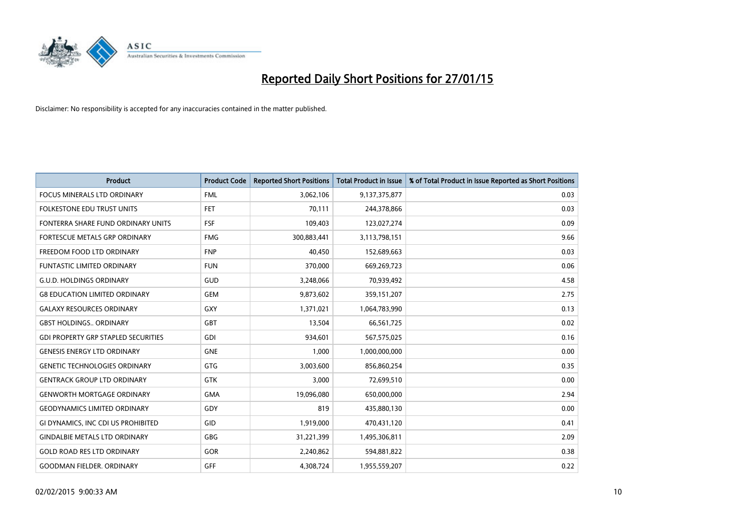# Reported Daily Short Positions for 27/01/15

Disclaimer: No responsibility is accepted for any inaccuracies contained in the matter published.

| Product | Product Code | Reported Short Positions | Total Product in Issue | % of Total Product in Issue Reported as Short Positions |
|---|---|---|---|---|
| FOCUS MINERALS LTD ORDINARY | FML | 3,062,106 | 9,137,375,877 | 0.03 |
| FOLKESTONE EDU TRUST UNITS | FET | 70,111 | 244,378,866 | 0.03 |
| FONTERRA SHARE FUND ORDINARY UNITS | FSF | 109,403 | 123,027,274 | 0.09 |
| FORTESCUE METALS GRP ORDINARY | FMG | 300,883,441 | 3,113,798,151 | 9.66 |
| FREEDOM FOOD LTD ORDINARY | FNP | 40,450 | 152,689,663 | 0.03 |
| FUNTASTIC LIMITED ORDINARY | FUN | 370,000 | 669,269,723 | 0.06 |
| G.U.D. HOLDINGS ORDINARY | GUD | 3,248,066 | 70,939,492 | 4.58 |
| G8 EDUCATION LIMITED ORDINARY | GEM | 9,873,602 | 359,151,207 | 2.75 |
| GALAXY RESOURCES ORDINARY | GXY | 1,371,021 | 1,064,783,990 | 0.13 |
| GBST HOLDINGS.. ORDINARY | GBT | 13,504 | 66,561,725 | 0.02 |
| GDI PROPERTY GRP STAPLED SECURITIES | GDI | 934,601 | 567,575,025 | 0.16 |
| GENESIS ENERGY LTD ORDINARY | GNE | 1,000 | 1,000,000,000 | 0.00 |
| GENETIC TECHNOLOGIES ORDINARY | GTG | 3,003,600 | 856,860,254 | 0.35 |
| GENTRACK GROUP LTD ORDINARY | GTK | 3,000 | 72,699,510 | 0.00 |
| GENWORTH MORTGAGE ORDINARY | GMA | 19,096,080 | 650,000,000 | 2.94 |
| GEODYNAMICS LIMITED ORDINARY | GDY | 819 | 435,880,130 | 0.00 |
| GI DYNAMICS, INC CDI US PROHIBITED | GID | 1,919,000 | 470,431,120 | 0.41 |
| GINDALBIE METALS LTD ORDINARY | GBG | 31,221,399 | 1,495,306,811 | 2.09 |
| GOLD ROAD RES LTD ORDINARY | GOR | 2,240,862 | 594,881,822 | 0.38 |
| GOODMAN FIELDER. ORDINARY | GFF | 4,308,724 | 1,955,559,207 | 0.22 |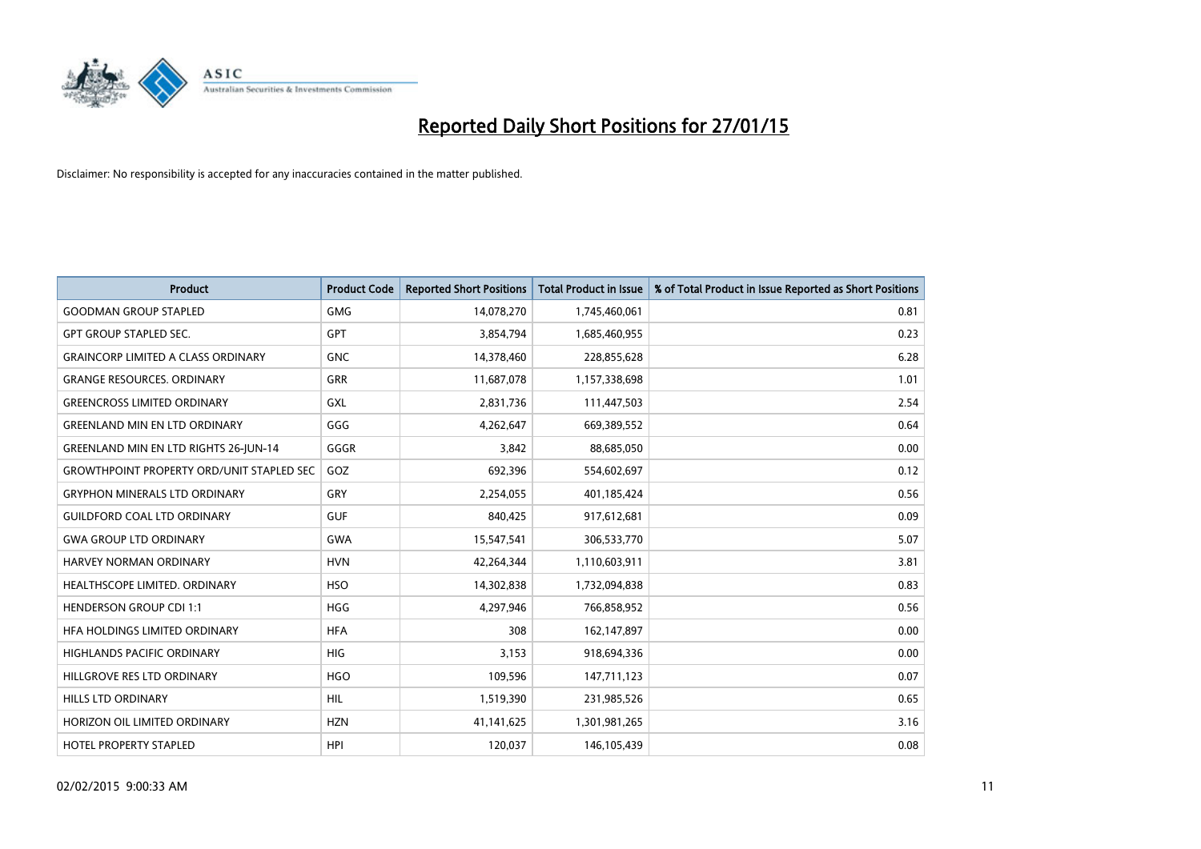# Reported Daily Short Positions for 27/01/15

Disclaimer: No responsibility is accepted for any inaccuracies contained in the matter published.

| Product | Product Code | Reported Short Positions | Total Product in Issue | % of Total Product in Issue Reported as Short Positions |
|---|---|---|---|---|
| GOODMAN GROUP STAPLED | GMG | 14,078,270 | 1,745,460,061 | 0.81 |
| GPT GROUP STAPLED SEC. | GPT | 3,854,794 | 1,685,460,955 | 0.23 |
| GRAINCORP LIMITED A CLASS ORDINARY | GNC | 14,378,460 | 228,855,628 | 6.28 |
| GRANGE RESOURCES. ORDINARY | GRR | 11,687,078 | 1,157,338,698 | 1.01 |
| GREENCROSS LIMITED ORDINARY | GXL | 2,831,736 | 111,447,503 | 2.54 |
| GREENLAND MIN EN LTD ORDINARY | GGG | 4,262,647 | 669,389,552 | 0.64 |
| GREENLAND MIN EN LTD RIGHTS 26-JUN-14 | GGGR | 3,842 | 88,685,050 | 0.00 |
| GROWTHPOINT PROPERTY ORD/UNIT STAPLED SEC | GOZ | 692,396 | 554,602,697 | 0.12 |
| GRYPHON MINERALS LTD ORDINARY | GRY | 2,254,055 | 401,185,424 | 0.56 |
| GUILDFORD COAL LTD ORDINARY | GUF | 840,425 | 917,612,681 | 0.09 |
| GWA GROUP LTD ORDINARY | GWA | 15,547,541 | 306,533,770 | 5.07 |
| HARVEY NORMAN ORDINARY | HVN | 42,264,344 | 1,110,603,911 | 3.81 |
| HEALTHSCOPE LIMITED. ORDINARY | HSO | 14,302,838 | 1,732,094,838 | 0.83 |
| HENDERSON GROUP CDI 1:1 | HGG | 4,297,946 | 766,858,952 | 0.56 |
| HFA HOLDINGS LIMITED ORDINARY | HFA | 308 | 162,147,897 | 0.00 |
| HIGHLANDS PACIFIC ORDINARY | HIG | 3,153 | 918,694,336 | 0.00 |
| HILLGROVE RES LTD ORDINARY | HGO | 109,596 | 147,711,123 | 0.07 |
| HILLS LTD ORDINARY | HIL | 1,519,390 | 231,985,526 | 0.65 |
| HORIZON OIL LIMITED ORDINARY | HZN | 41,141,625 | 1,301,981,265 | 3.16 |
| HOTEL PROPERTY STAPLED | HPI | 120,037 | 146,105,439 | 0.08 |

02/02/2015 9:00:33 AM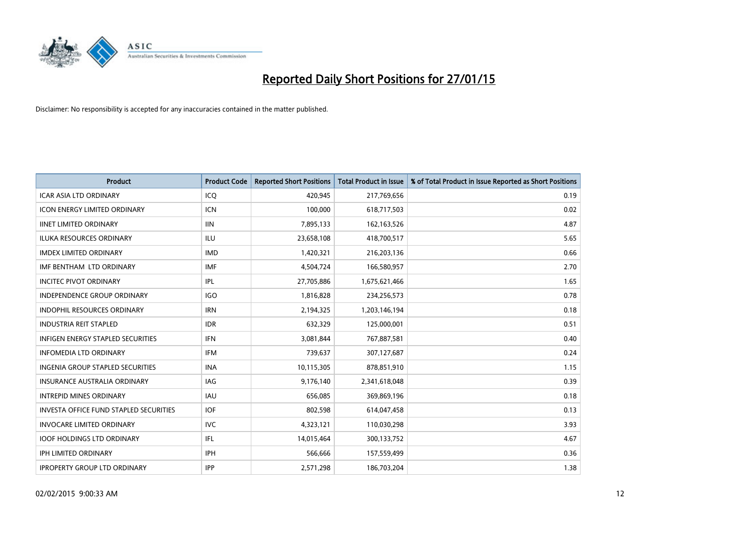# Reported Daily Short Positions for 27/01/15

Disclaimer: No responsibility is accepted for any inaccuracies contained in the matter published.

| Product | Product Code | Reported Short Positions | Total Product in Issue | % of Total Product in Issue Reported as Short Positions |
|---|---|---|---|---|
| ICAR ASIA LTD ORDINARY | ICQ | 420,945 | 217,769,656 | 0.19 |
| ICON ENERGY LIMITED ORDINARY | ICN | 100,000 | 618,717,503 | 0.02 |
| IINET LIMITED ORDINARY | IIN | 7,895,133 | 162,163,526 | 4.87 |
| ILUKA RESOURCES ORDINARY | ILU | 23,658,108 | 418,700,517 | 5.65 |
| IMDEX LIMITED ORDINARY | IMD | 1,420,321 | 216,203,136 | 0.66 |
| IMF BENTHAM LTD ORDINARY | IMF | 4,504,724 | 166,580,957 | 2.70 |
| INCITEC PIVOT ORDINARY | IPL | 27,705,886 | 1,675,621,466 | 1.65 |
| INDEPENDENCE GROUP ORDINARY | IGO | 1,816,828 | 234,256,573 | 0.78 |
| INDOPHIL RESOURCES ORDINARY | IRN | 2,194,325 | 1,203,146,194 | 0.18 |
| INDUSTRIA REIT STAPLED | IDR | 632,329 | 125,000,001 | 0.51 |
| INFIGEN ENERGY STAPLED SECURITIES | IFN | 3,081,844 | 767,887,581 | 0.40 |
| INFOMEDIA LTD ORDINARY | IFM | 739,637 | 307,127,687 | 0.24 |
| INGENIA GROUP STAPLED SECURITIES | INA | 10,115,305 | 878,851,910 | 1.15 |
| INSURANCE AUSTRALIA ORDINARY | IAG | 9,176,140 | 2,341,618,048 | 0.39 |
| INTREPID MINES ORDINARY | IAU | 656,085 | 369,869,196 | 0.18 |
| INVESTA OFFICE FUND STAPLED SECURITIES | IOF | 802,598 | 614,047,458 | 0.13 |
| INVOCARE LIMITED ORDINARY | IVC | 4,323,121 | 110,030,298 | 3.93 |
| IOOF HOLDINGS LTD ORDINARY | IFL | 14,015,464 | 300,133,752 | 4.67 |
| IPH LIMITED ORDINARY | IPH | 566,666 | 157,559,499 | 0.36 |
| IPROPERTY GROUP LTD ORDINARY | IPP | 2,571,298 | 186,703,204 | 1.38 |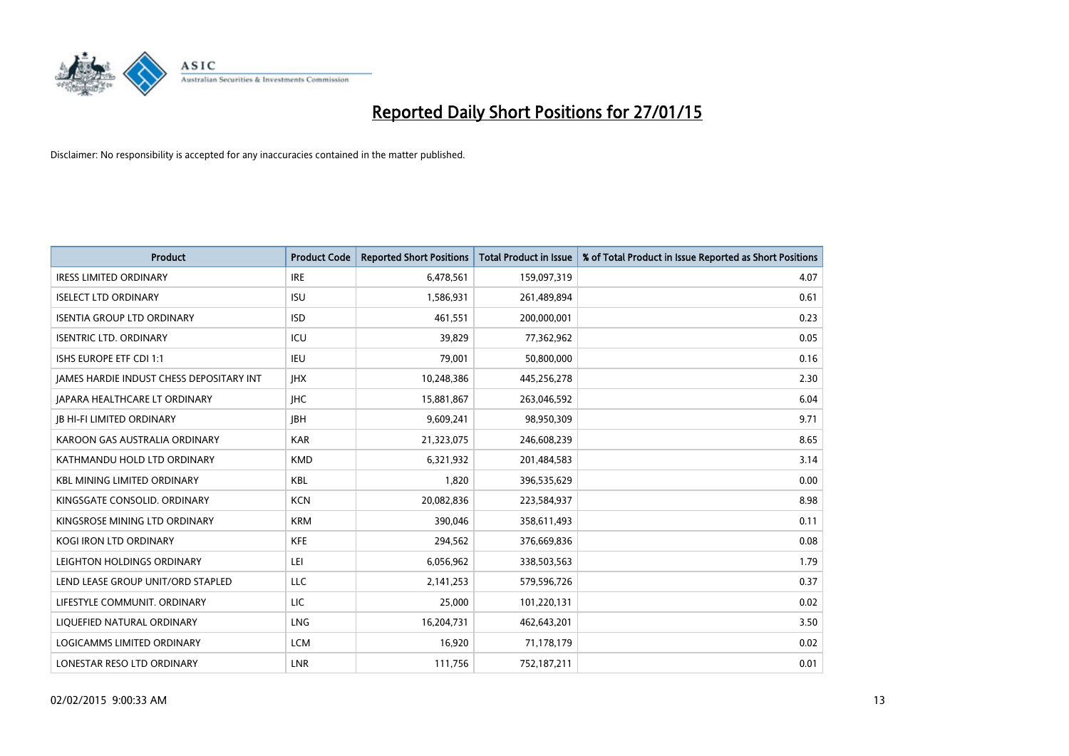# Reported Daily Short Positions for 27/01/15

Disclaimer: No responsibility is accepted for any inaccuracies contained in the matter published.

| Product | Product Code | Reported Short Positions | Total Product in Issue | % of Total Product in Issue Reported as Short Positions |
|---|---|---|---|---|
| IRESS LIMITED ORDINARY | IRE | 6,478,561 | 159,097,319 | 4.07 |
| ISELECT LTD ORDINARY | ISU | 1,586,931 | 261,489,894 | 0.61 |
| ISENTIA GROUP LTD ORDINARY | ISD | 461,551 | 200,000,001 | 0.23 |
| ISENTRIC LTD. ORDINARY | ICU | 39,829 | 77,362,962 | 0.05 |
| ISHS EUROPE ETF CDI 1:1 | IEU | 79,001 | 50,800,000 | 0.16 |
| JAMES HARDIE INDUST CHESS DEPOSITARY INT | JHX | 10,248,386 | 445,256,278 | 2.30 |
| JAPARA HEALTHCARE LT ORDINARY | JHC | 15,881,867 | 263,046,592 | 6.04 |
| JB HI-FI LIMITED ORDINARY | JBH | 9,609,241 | 98,950,309 | 9.71 |
| KAROON GAS AUSTRALIA ORDINARY | KAR | 21,323,075 | 246,608,239 | 8.65 |
| KATHMANDU HOLD LTD ORDINARY | KMD | 6,321,932 | 201,484,583 | 3.14 |
| KBL MINING LIMITED ORDINARY | KBL | 1,820 | 396,535,629 | 0.00 |
| KINGSGATE CONSOLID. ORDINARY | KCN | 20,082,836 | 223,584,937 | 8.98 |
| KINGSROSE MINING LTD ORDINARY | KRM | 390,046 | 358,611,493 | 0.11 |
| KOGI IRON LTD ORDINARY | KFE | 294,562 | 376,669,836 | 0.08 |
| LEIGHTON HOLDINGS ORDINARY | LEI | 6,056,962 | 338,503,563 | 1.79 |
| LEND LEASE GROUP UNIT/ORD STAPLED | LLC | 2,141,253 | 579,596,726 | 0.37 |
| LIFESTYLE COMMUNIT. ORDINARY | LIC | 25,000 | 101,220,131 | 0.02 |
| LIQUEFIED NATURAL ORDINARY | LNG | 16,204,731 | 462,643,201 | 3.50 |
| LOGICAMMS LIMITED ORDINARY | LCM | 16,920 | 71,178,179 | 0.02 |
| LONESTAR RESO LTD ORDINARY | LNR | 111,756 | 752,187,211 | 0.01 |

02/02/2015 9:00:33 AM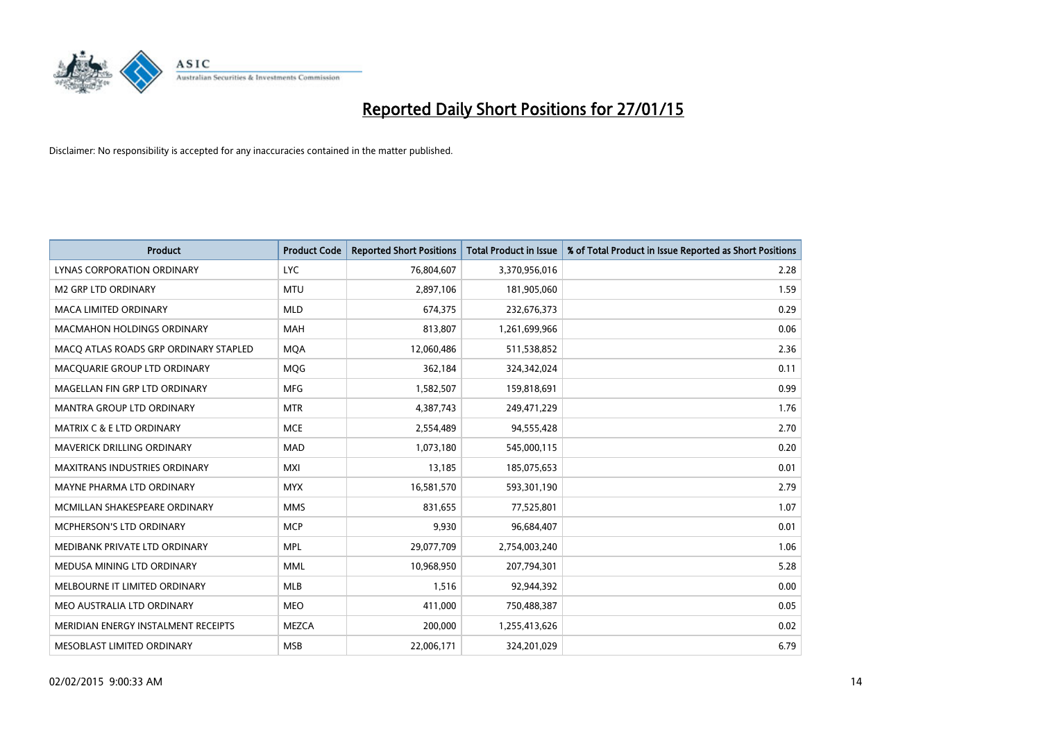# Reported Daily Short Positions for 27/01/15

Disclaimer: No responsibility is accepted for any inaccuracies contained in the matter published.

| Product | Product Code | Reported Short Positions | Total Product in Issue | % of Total Product in Issue Reported as Short Positions |
|---|---|---|---|---|
| LYNAS CORPORATION ORDINARY | LYC | 76,804,607 | 3,370,956,016 | 2.28 |
| M2 GRP LTD ORDINARY | MTU | 2,897,106 | 181,905,060 | 1.59 |
| MACA LIMITED ORDINARY | MLD | 674,375 | 232,676,373 | 0.29 |
| MACMAHON HOLDINGS ORDINARY | MAH | 813,807 | 1,261,699,966 | 0.06 |
| MACQ ATLAS ROADS GRP ORDINARY STAPLED | MQA | 12,060,486 | 511,538,852 | 2.36 |
| MACQUARIE GROUP LTD ORDINARY | MQG | 362,184 | 324,342,024 | 0.11 |
| MAGELLAN FIN GRP LTD ORDINARY | MFG | 1,582,507 | 159,818,691 | 0.99 |
| MANTRA GROUP LTD ORDINARY | MTR | 4,387,743 | 249,471,229 | 1.76 |
| MATRIX C & E LTD ORDINARY | MCE | 2,554,489 | 94,555,428 | 2.70 |
| MAVERICK DRILLING ORDINARY | MAD | 1,073,180 | 545,000,115 | 0.20 |
| MAXITRANS INDUSTRIES ORDINARY | MXI | 13,185 | 185,075,653 | 0.01 |
| MAYNE PHARMA LTD ORDINARY | MYX | 16,581,570 | 593,301,190 | 2.79 |
| MCMILLAN SHAKESPEARE ORDINARY | MMS | 831,655 | 77,525,801 | 1.07 |
| MCPHERSON'S LTD ORDINARY | MCP | 9,930 | 96,684,407 | 0.01 |
| MEDIBANK PRIVATE LTD ORDINARY | MPL | 29,077,709 | 2,754,003,240 | 1.06 |
| MEDUSA MINING LTD ORDINARY | MML | 10,968,950 | 207,794,301 | 5.28 |
| MELBOURNE IT LIMITED ORDINARY | MLB | 1,516 | 92,944,392 | 0.00 |
| MEO AUSTRALIA LTD ORDINARY | MEO | 411,000 | 750,488,387 | 0.05 |
| MERIDIAN ENERGY INSTALMENT RECEIPTS | MEZCA | 200,000 | 1,255,413,626 | 0.02 |
| MESOBLAST LIMITED ORDINARY | MSB | 22,006,171 | 324,201,029 | 6.79 |

02/02/2015 9:00:33 AM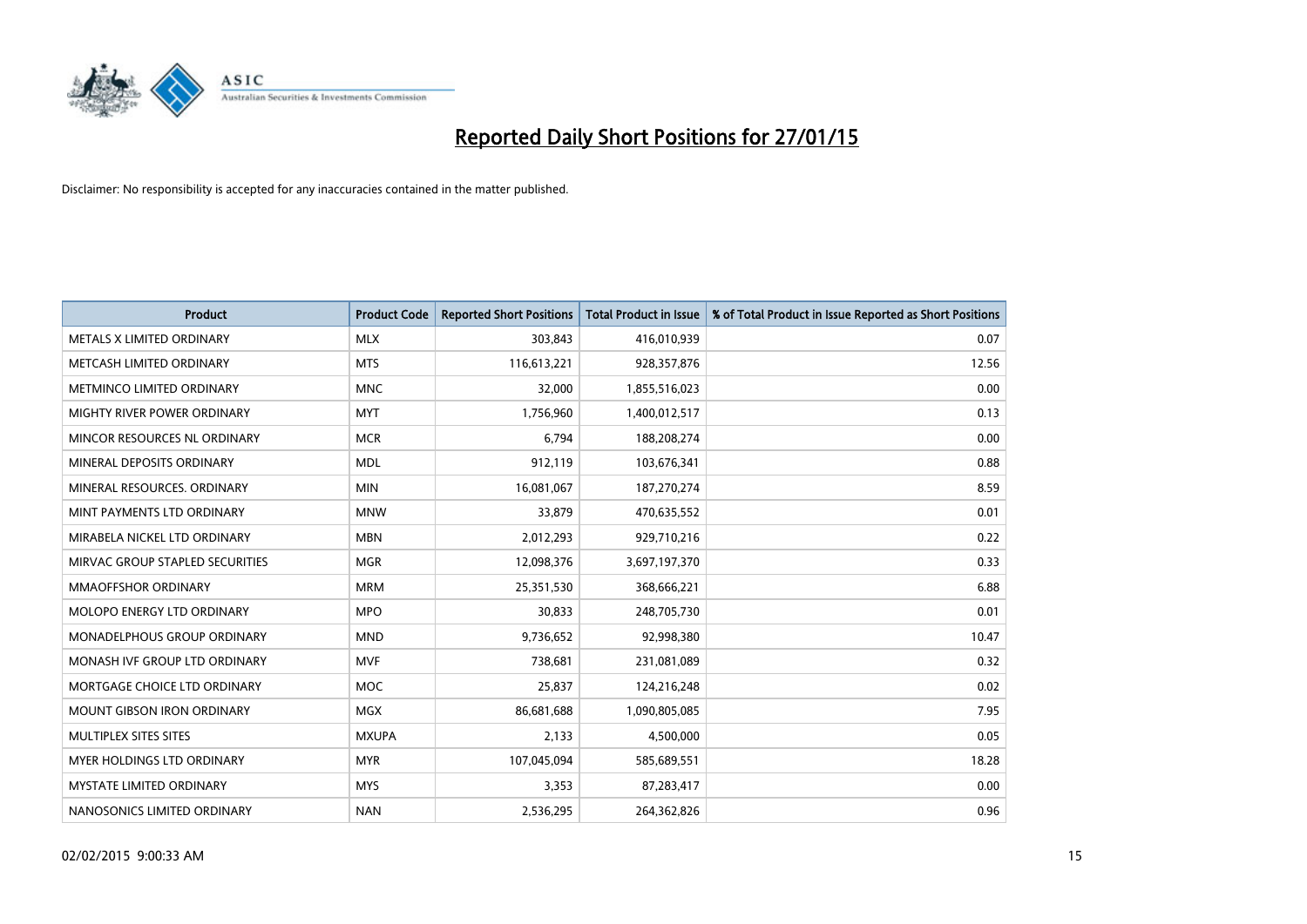# Reported Daily Short Positions for 27/01/15

Disclaimer: No responsibility is accepted for any inaccuracies contained in the matter published.

| Product | Product Code | Reported Short Positions | Total Product in Issue | % of Total Product in Issue Reported as Short Positions |
| --- | --- | --- | --- | --- |
| METALS X LIMITED ORDINARY | MLX | 303,843 | 416,010,939 | 0.07 |
| METCASH LIMITED ORDINARY | MTS | 116,613,221 | 928,357,876 | 12.56 |
| METMINCO LIMITED ORDINARY | MNC | 32,000 | 1,855,516,023 | 0.00 |
| MIGHTY RIVER POWER ORDINARY | MYT | 1,756,960 | 1,400,012,517 | 0.13 |
| MINCOR RESOURCES NL ORDINARY | MCR | 6,794 | 188,208,274 | 0.00 |
| MINERAL DEPOSITS ORDINARY | MDL | 912,119 | 103,676,341 | 0.88 |
| MINERAL RESOURCES. ORDINARY | MIN | 16,081,067 | 187,270,274 | 8.59 |
| MINT PAYMENTS LTD ORDINARY | MNW | 33,879 | 470,635,552 | 0.01 |
| MIRABELA NICKEL LTD ORDINARY | MBN | 2,012,293 | 929,710,216 | 0.22 |
| MIRVAC GROUP STAPLED SECURITIES | MGR | 12,098,376 | 3,697,197,370 | 0.33 |
| MMAOFFSHOR ORDINARY | MRM | 25,351,530 | 368,666,221 | 6.88 |
| MOLOPO ENERGY LTD ORDINARY | MPO | 30,833 | 248,705,730 | 0.01 |
| MONADELPHOUS GROUP ORDINARY | MND | 9,736,652 | 92,998,380 | 10.47 |
| MONASH IVF GROUP LTD ORDINARY | MVF | 738,681 | 231,081,089 | 0.32 |
| MORTGAGE CHOICE LTD ORDINARY | MOC | 25,837 | 124,216,248 | 0.02 |
| MOUNT GIBSON IRON ORDINARY | MGX | 86,681,688 | 1,090,805,085 | 7.95 |
| MULTIPLEX SITES SITES | MXUPA | 2,133 | 4,500,000 | 0.05 |
| MYER HOLDINGS LTD ORDINARY | MYR | 107,045,094 | 585,689,551 | 18.28 |
| MYSTATE LIMITED ORDINARY | MYS | 3,353 | 87,283,417 | 0.00 |
| NANOSONICS LIMITED ORDINARY | NAN | 2,536,295 | 264,362,826 | 0.96 |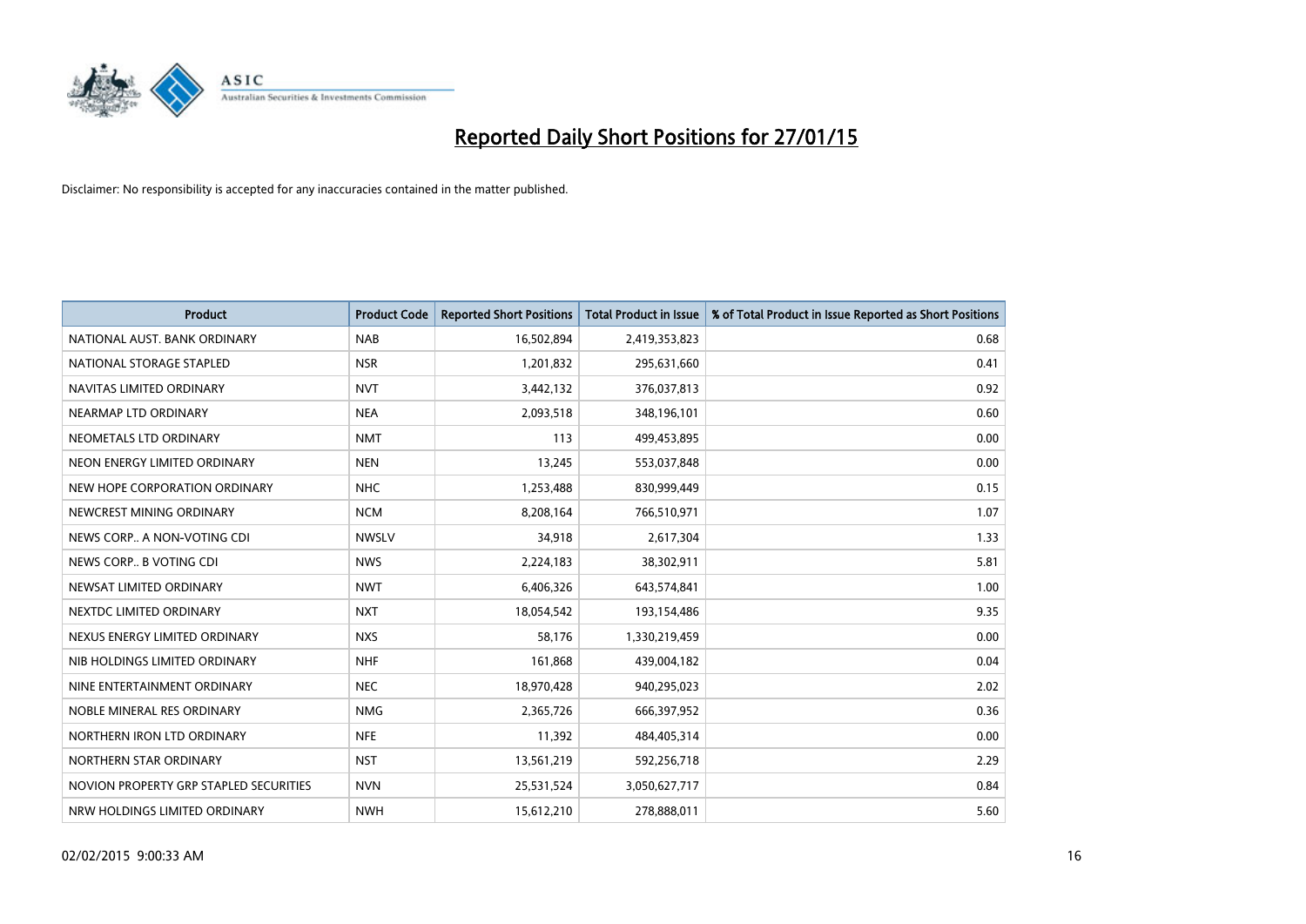# Reported Daily Short Positions for 27/01/15

Disclaimer: No responsibility is accepted for any inaccuracies contained in the matter published.

| Product | Product Code | Reported Short Positions | Total Product in Issue | % of Total Product in Issue Reported as Short Positions |
|---|---|---|---|---|
| NATIONAL AUST. BANK ORDINARY | NAB | 16,502,894 | 2,419,353,823 | 0.68 |
| NATIONAL STORAGE STAPLED | NSR | 1,201,832 | 295,631,660 | 0.41 |
| NAVITAS LIMITED ORDINARY | NVT | 3,442,132 | 376,037,813 | 0.92 |
| NEARMAP LTD ORDINARY | NEA | 2,093,518 | 348,196,101 | 0.60 |
| NEOMETALS LTD ORDINARY | NMT | 113 | 499,453,895 | 0.00 |
| NEON ENERGY LIMITED ORDINARY | NEN | 13,245 | 553,037,848 | 0.00 |
| NEW HOPE CORPORATION ORDINARY | NHC | 1,253,488 | 830,999,449 | 0.15 |
| NEWCREST MINING ORDINARY | NCM | 8,208,164 | 766,510,971 | 1.07 |
| NEWS CORP.. A NON-VOTING CDI | NWSLV | 34,918 | 2,617,304 | 1.33 |
| NEWS CORP.. B VOTING CDI | NWS | 2,224,183 | 38,302,911 | 5.81 |
| NEWSAT LIMITED ORDINARY | NWT | 6,406,326 | 643,574,841 | 1.00 |
| NEXTDC LIMITED ORDINARY | NXT | 18,054,542 | 193,154,486 | 9.35 |
| NEXUS ENERGY LIMITED ORDINARY | NXS | 58,176 | 1,330,219,459 | 0.00 |
| NIB HOLDINGS LIMITED ORDINARY | NHF | 161,868 | 439,004,182 | 0.04 |
| NINE ENTERTAINMENT ORDINARY | NEC | 18,970,428 | 940,295,023 | 2.02 |
| NOBLE MINERAL RES ORDINARY | NMG | 2,365,726 | 666,397,952 | 0.36 |
| NORTHERN IRON LTD ORDINARY | NFE | 11,392 | 484,405,314 | 0.00 |
| NORTHERN STAR ORDINARY | NST | 13,561,219 | 592,256,718 | 2.29 |
| NOVION PROPERTY GRP STAPLED SECURITIES | NVN | 25,531,524 | 3,050,627,717 | 0.84 |
| NRW HOLDINGS LIMITED ORDINARY | NWH | 15,612,210 | 278,888,011 | 5.60 |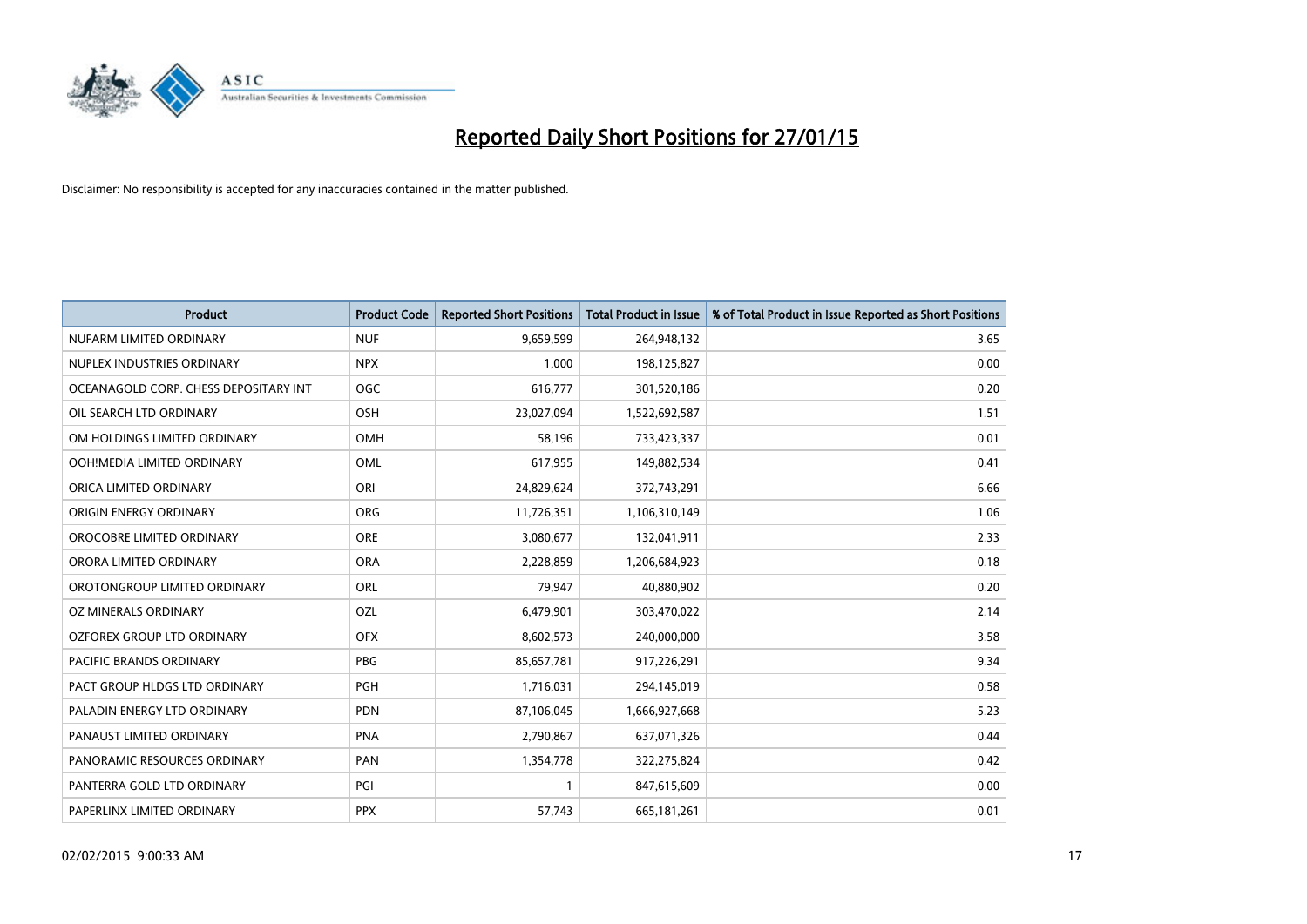# Reported Daily Short Positions for 27/01/15

Disclaimer: No responsibility is accepted for any inaccuracies contained in the matter published.

| Product | Product Code | Reported Short Positions | Total Product in Issue | % of Total Product in Issue Reported as Short Positions |
|---|---|---|---|---|
| NUFARM LIMITED ORDINARY | NUF | 9,659,599 | 264,948,132 | 3.65 |
| NUPLEX INDUSTRIES ORDINARY | NPX | 1,000 | 198,125,827 | 0.00 |
| OCEANAGOLD CORP. CHESS DEPOSITARY INT | OGC | 616,777 | 301,520,186 | 0.20 |
| OIL SEARCH LTD ORDINARY | OSH | 23,027,094 | 1,522,692,587 | 1.51 |
| OM HOLDINGS LIMITED ORDINARY | OMH | 58,196 | 733,423,337 | 0.01 |
| OOH!MEDIA LIMITED ORDINARY | OML | 617,955 | 149,882,534 | 0.41 |
| ORICA LIMITED ORDINARY | ORI | 24,829,624 | 372,743,291 | 6.66 |
| ORIGIN ENERGY ORDINARY | ORG | 11,726,351 | 1,106,310,149 | 1.06 |
| OROCOBRE LIMITED ORDINARY | ORE | 3,080,677 | 132,041,911 | 2.33 |
| ORORA LIMITED ORDINARY | ORA | 2,228,859 | 1,206,684,923 | 0.18 |
| OROTONGROUP LIMITED ORDINARY | ORL | 79,947 | 40,880,902 | 0.20 |
| OZ MINERALS ORDINARY | OZL | 6,479,901 | 303,470,022 | 2.14 |
| OZFOREX GROUP LTD ORDINARY | OFX | 8,602,573 | 240,000,000 | 3.58 |
| PACIFIC BRANDS ORDINARY | PBG | 85,657,781 | 917,226,291 | 9.34 |
| PACT GROUP HLDGS LTD ORDINARY | PGH | 1,716,031 | 294,145,019 | 0.58 |
| PALADIN ENERGY LTD ORDINARY | PDN | 87,106,045 | 1,666,927,668 | 5.23 |
| PANAUST LIMITED ORDINARY | PNA | 2,790,867 | 637,071,326 | 0.44 |
| PANORAMIC RESOURCES ORDINARY | PAN | 1,354,778 | 322,275,824 | 0.42 |
| PANTERRA GOLD LTD ORDINARY | PGI | 1 | 847,615,609 | 0.00 |
| PAPERLINX LIMITED ORDINARY | PPX | 57,743 | 665,181,261 | 0.01 |

02/02/2015 9:00:33 AM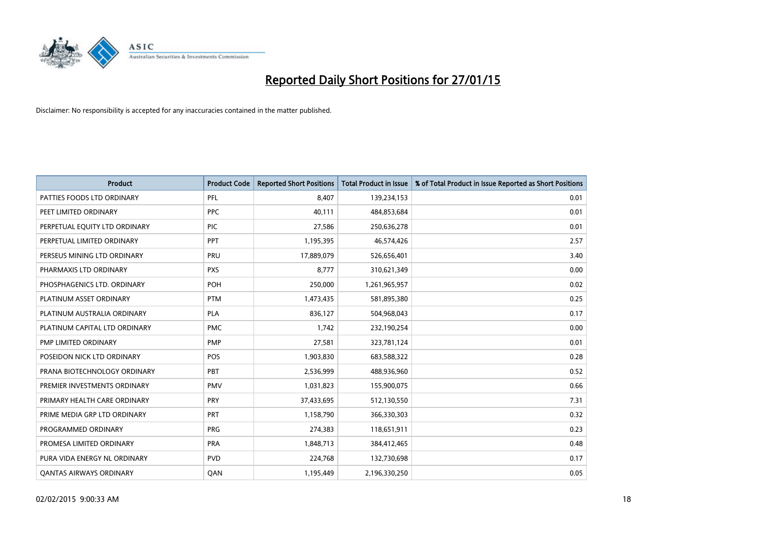# Reported Daily Short Positions for 27/01/15

Disclaimer: No responsibility is accepted for any inaccuracies contained in the matter published.

| Product | Product Code | Reported Short Positions | Total Product in Issue | % of Total Product in Issue Reported as Short Positions |
|---|---|---|---|---|
| PATTIES FOODS LTD ORDINARY | PFL | 8,407 | 139,234,153 | 0.01 |
| PEET LIMITED ORDINARY | PPC | 40,111 | 484,853,684 | 0.01 |
| PERPETUAL EQUITY LTD ORDINARY | PIC | 27,586 | 250,636,278 | 0.01 |
| PERPETUAL LIMITED ORDINARY | PPT | 1,195,395 | 46,574,426 | 2.57 |
| PERSEUS MINING LTD ORDINARY | PRU | 17,889,079 | 526,656,401 | 3.40 |
| PHARMAXIS LTD ORDINARY | PXS | 8,777 | 310,621,349 | 0.00 |
| PHOSPHAGENICS LTD. ORDINARY | POH | 250,000 | 1,261,965,957 | 0.02 |
| PLATINUM ASSET ORDINARY | PTM | 1,473,435 | 581,895,380 | 0.25 |
| PLATINUM AUSTRALIA ORDINARY | PLA | 836,127 | 504,968,043 | 0.17 |
| PLATINUM CAPITAL LTD ORDINARY | PMC | 1,742 | 232,190,254 | 0.00 |
| PMP LIMITED ORDINARY | PMP | 27,581 | 323,781,124 | 0.01 |
| POSEIDON NICK LTD ORDINARY | POS | 1,903,830 | 683,588,322 | 0.28 |
| PRANA BIOTECHNOLOGY ORDINARY | PBT | 2,536,999 | 488,936,960 | 0.52 |
| PREMIER INVESTMENTS ORDINARY | PMV | 1,031,823 | 155,900,075 | 0.66 |
| PRIMARY HEALTH CARE ORDINARY | PRY | 37,433,695 | 512,130,550 | 7.31 |
| PRIME MEDIA GRP LTD ORDINARY | PRT | 1,158,790 | 366,330,303 | 0.32 |
| PROGRAMMED ORDINARY | PRG | 274,383 | 118,651,911 | 0.23 |
| PROMESA LIMITED ORDINARY | PRA | 1,848,713 | 384,412,465 | 0.48 |
| PURA VIDA ENERGY NL ORDINARY | PVD | 224,768 | 132,730,698 | 0.17 |
| QANTAS AIRWAYS ORDINARY | QAN | 1,195,449 | 2,196,330,250 | 0.05 |

02/02/2015 9:00:33 AM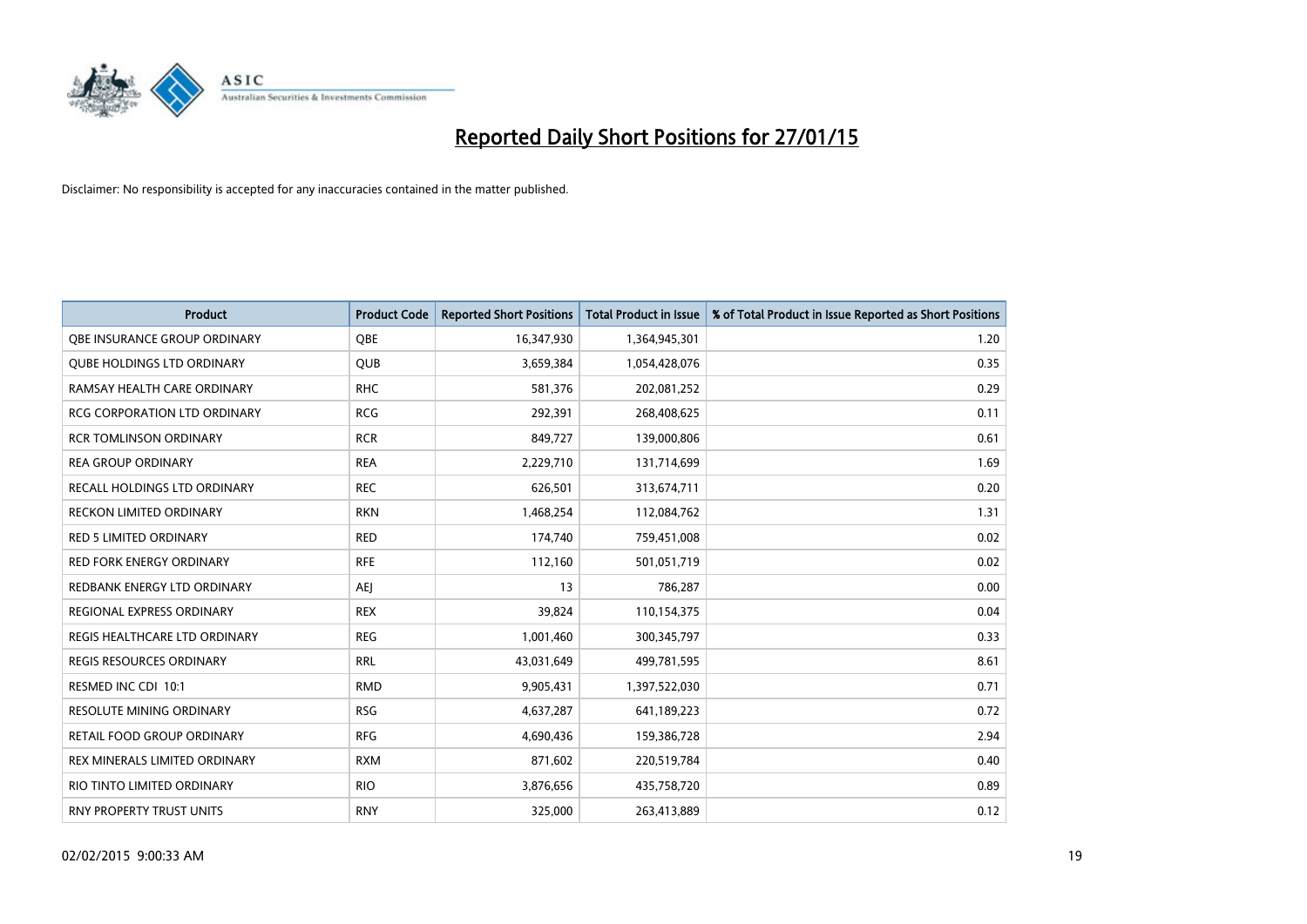# Reported Daily Short Positions for 27/01/15

Disclaimer: No responsibility is accepted for any inaccuracies contained in the matter published.

| Product | Product Code | Reported Short Positions | Total Product in Issue | % of Total Product in Issue Reported as Short Positions |
|---|---|---|---|---|
| QBE INSURANCE GROUP ORDINARY | QBE | 16,347,930 | 1,364,945,301 | 1.20 |
| QUBE HOLDINGS LTD ORDINARY | QUB | 3,659,384 | 1,054,428,076 | 0.35 |
| RAMSAY HEALTH CARE ORDINARY | RHC | 581,376 | 202,081,252 | 0.29 |
| RCG CORPORATION LTD ORDINARY | RCG | 292,391 | 268,408,625 | 0.11 |
| RCR TOMLINSON ORDINARY | RCR | 849,727 | 139,000,806 | 0.61 |
| REA GROUP ORDINARY | REA | 2,229,710 | 131,714,699 | 1.69 |
| RECALL HOLDINGS LTD ORDINARY | REC | 626,501 | 313,674,711 | 0.20 |
| RECKON LIMITED ORDINARY | RKN | 1,468,254 | 112,084,762 | 1.31 |
| RED 5 LIMITED ORDINARY | RED | 174,740 | 759,451,008 | 0.02 |
| RED FORK ENERGY ORDINARY | RFE | 112,160 | 501,051,719 | 0.02 |
| REDBANK ENERGY LTD ORDINARY | AEJ | 13 | 786,287 | 0.00 |
| REGIONAL EXPRESS ORDINARY | REX | 39,824 | 110,154,375 | 0.04 |
| REGIS HEALTHCARE LTD ORDINARY | REG | 1,001,460 | 300,345,797 | 0.33 |
| REGIS RESOURCES ORDINARY | RRL | 43,031,649 | 499,781,595 | 8.61 |
| RESMED INC CDI 10:1 | RMD | 9,905,431 | 1,397,522,030 | 0.71 |
| RESOLUTE MINING ORDINARY | RSG | 4,637,287 | 641,189,223 | 0.72 |
| RETAIL FOOD GROUP ORDINARY | RFG | 4,690,436 | 159,386,728 | 2.94 |
| REX MINERALS LIMITED ORDINARY | RXM | 871,602 | 220,519,784 | 0.40 |
| RIO TINTO LIMITED ORDINARY | RIO | 3,876,656 | 435,758,720 | 0.89 |
| RNY PROPERTY TRUST UNITS | RNY | 325,000 | 263,413,889 | 0.12 |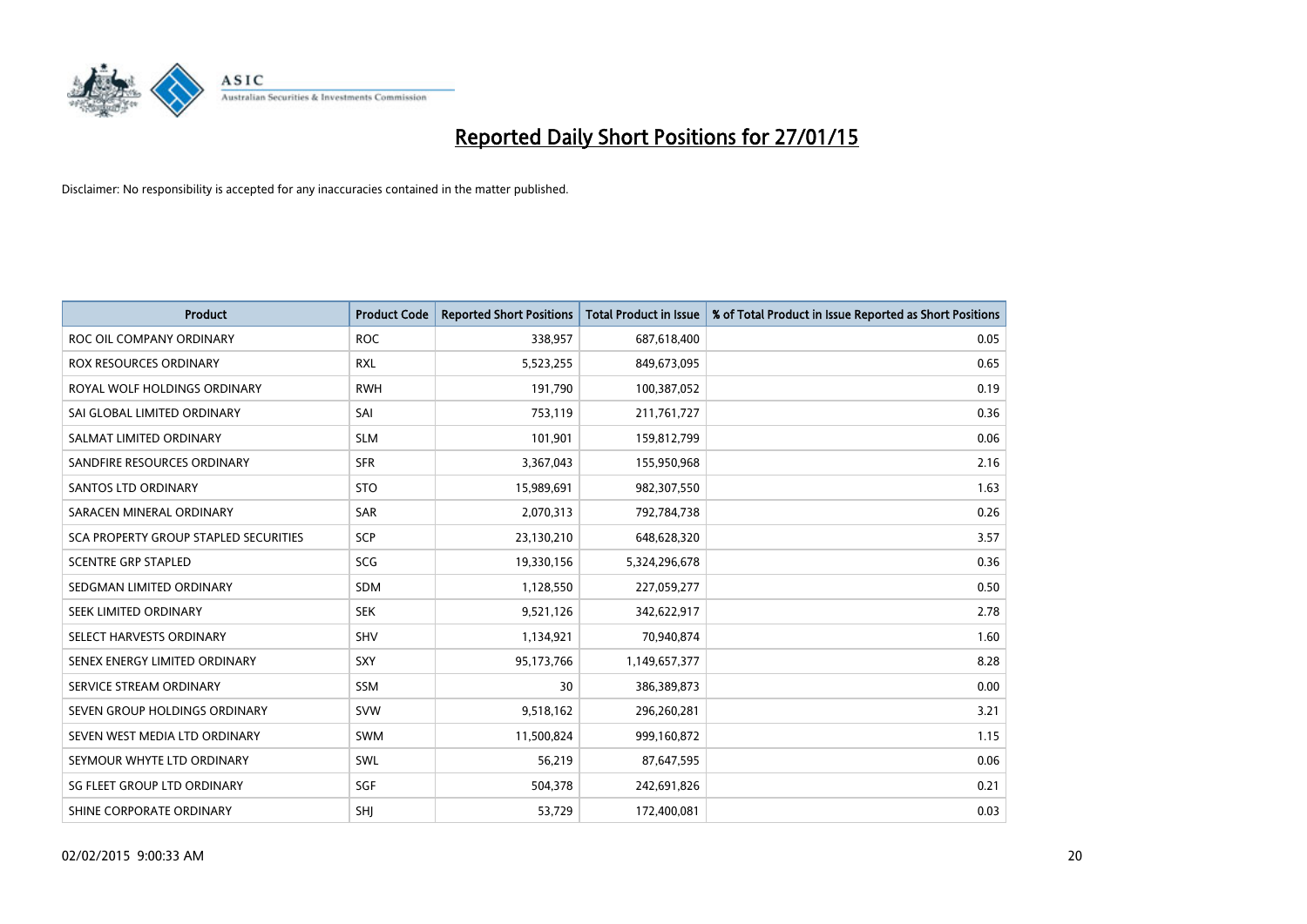# Reported Daily Short Positions for 27/01/15

Disclaimer: No responsibility is accepted for any inaccuracies contained in the matter published.

| Product | Product Code | Reported Short Positions | Total Product in Issue | % of Total Product in Issue Reported as Short Positions |
| --- | --- | --- | --- | --- |
| ROC OIL COMPANY ORDINARY | ROC | 338,957 | 687,618,400 | 0.05 |
| ROX RESOURCES ORDINARY | RXL | 5,523,255 | 849,673,095 | 0.65 |
| ROYAL WOLF HOLDINGS ORDINARY | RWH | 191,790 | 100,387,052 | 0.19 |
| SAI GLOBAL LIMITED ORDINARY | SAI | 753,119 | 211,761,727 | 0.36 |
| SALMAT LIMITED ORDINARY | SLM | 101,901 | 159,812,799 | 0.06 |
| SANDFIRE RESOURCES ORDINARY | SFR | 3,367,043 | 155,950,968 | 2.16 |
| SANTOS LTD ORDINARY | STO | 15,989,691 | 982,307,550 | 1.63 |
| SARACEN MINERAL ORDINARY | SAR | 2,070,313 | 792,784,738 | 0.26 |
| SCA PROPERTY GROUP STAPLED SECURITIES | SCP | 23,130,210 | 648,628,320 | 3.57 |
| SCENTRE GRP STAPLED | SCG | 19,330,156 | 5,324,296,678 | 0.36 |
| SEDGMAN LIMITED ORDINARY | SDM | 1,128,550 | 227,059,277 | 0.50 |
| SEEK LIMITED ORDINARY | SEK | 9,521,126 | 342,622,917 | 2.78 |
| SELECT HARVESTS ORDINARY | SHV | 1,134,921 | 70,940,874 | 1.60 |
| SENEX ENERGY LIMITED ORDINARY | SXY | 95,173,766 | 1,149,657,377 | 8.28 |
| SERVICE STREAM ORDINARY | SSM | 30 | 386,389,873 | 0.00 |
| SEVEN GROUP HOLDINGS ORDINARY | SVW | 9,518,162 | 296,260,281 | 3.21 |
| SEVEN WEST MEDIA LTD ORDINARY | SWM | 11,500,824 | 999,160,872 | 1.15 |
| SEYMOUR WHYTE LTD ORDINARY | SWL | 56,219 | 87,647,595 | 0.06 |
| SG FLEET GROUP LTD ORDINARY | SGF | 504,378 | 242,691,826 | 0.21 |
| SHINE CORPORATE ORDINARY | SHJ | 53,729 | 172,400,081 | 0.03 |

02/02/2015 9:00:33 AM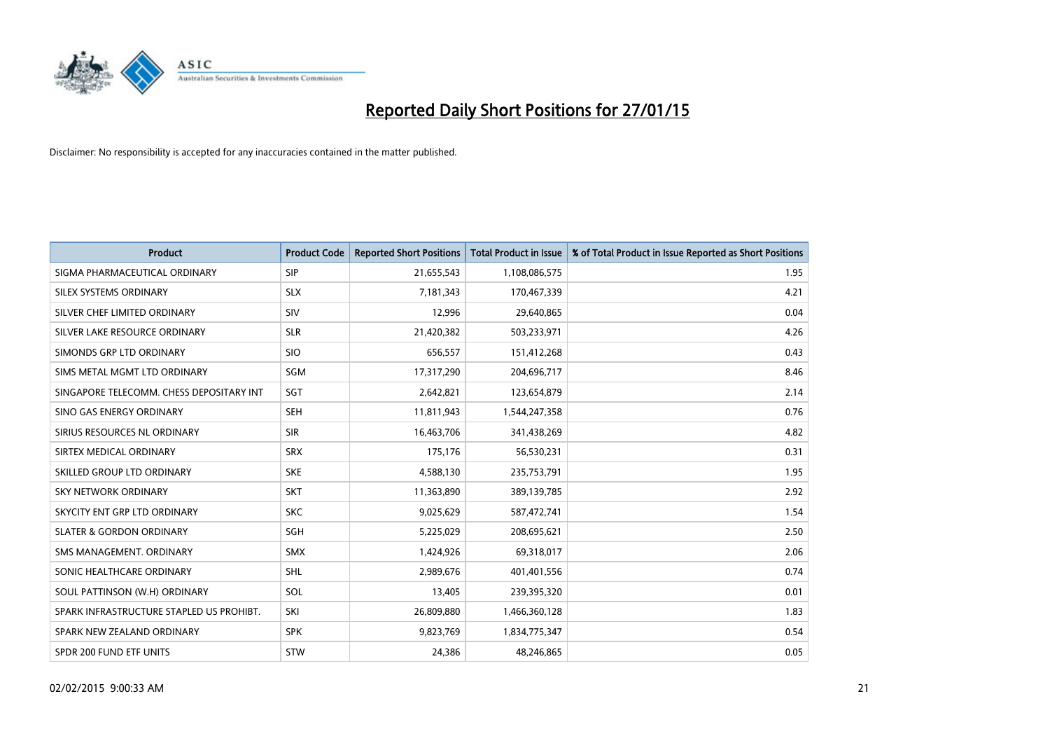# Reported Daily Short Positions for 27/01/15

Disclaimer: No responsibility is accepted for any inaccuracies contained in the matter published.

| Product | Product Code | Reported Short Positions | Total Product in Issue | % of Total Product in Issue Reported as Short Positions |
|---|---|---|---|---|
| SIGMA PHARMACEUTICAL ORDINARY | SIP | 21,655,543 | 1,108,086,575 | 1.95 |
| SILEX SYSTEMS ORDINARY | SLX | 7,181,343 | 170,467,339 | 4.21 |
| SILVER CHEF LIMITED ORDINARY | SIV | 12,996 | 29,640,865 | 0.04 |
| SILVER LAKE RESOURCE ORDINARY | SLR | 21,420,382 | 503,233,971 | 4.26 |
| SIMONDS GRP LTD ORDINARY | SIO | 656,557 | 151,412,268 | 0.43 |
| SIMS METAL MGMT LTD ORDINARY | SGM | 17,317,290 | 204,696,717 | 8.46 |
| SINGAPORE TELECOMM. CHESS DEPOSITARY INT | SGT | 2,642,821 | 123,654,879 | 2.14 |
| SINO GAS ENERGY ORDINARY | SEH | 11,811,943 | 1,544,247,358 | 0.76 |
| SIRIUS RESOURCES NL ORDINARY | SIR | 16,463,706 | 341,438,269 | 4.82 |
| SIRTEX MEDICAL ORDINARY | SRX | 175,176 | 56,530,231 | 0.31 |
| SKILLED GROUP LTD ORDINARY | SKE | 4,588,130 | 235,753,791 | 1.95 |
| SKY NETWORK ORDINARY | SKT | 11,363,890 | 389,139,785 | 2.92 |
| SKYCITY ENT GRP LTD ORDINARY | SKC | 9,025,629 | 587,472,741 | 1.54 |
| SLATER & GORDON ORDINARY | SGH | 5,225,029 | 208,695,621 | 2.50 |
| SMS MANAGEMENT. ORDINARY | SMX | 1,424,926 | 69,318,017 | 2.06 |
| SONIC HEALTHCARE ORDINARY | SHL | 2,989,676 | 401,401,556 | 0.74 |
| SOUL PATTINSON (W.H) ORDINARY | SOL | 13,405 | 239,395,320 | 0.01 |
| SPARK INFRASTRUCTURE STAPLED US PROHIBT. | SKI | 26,809,880 | 1,466,360,128 | 1.83 |
| SPARK NEW ZEALAND ORDINARY | SPK | 9,823,769 | 1,834,775,347 | 0.54 |
| SPDR 200 FUND ETF UNITS | STW | 24,386 | 48,246,865 | 0.05 |

02/02/2015 9:00:33 AM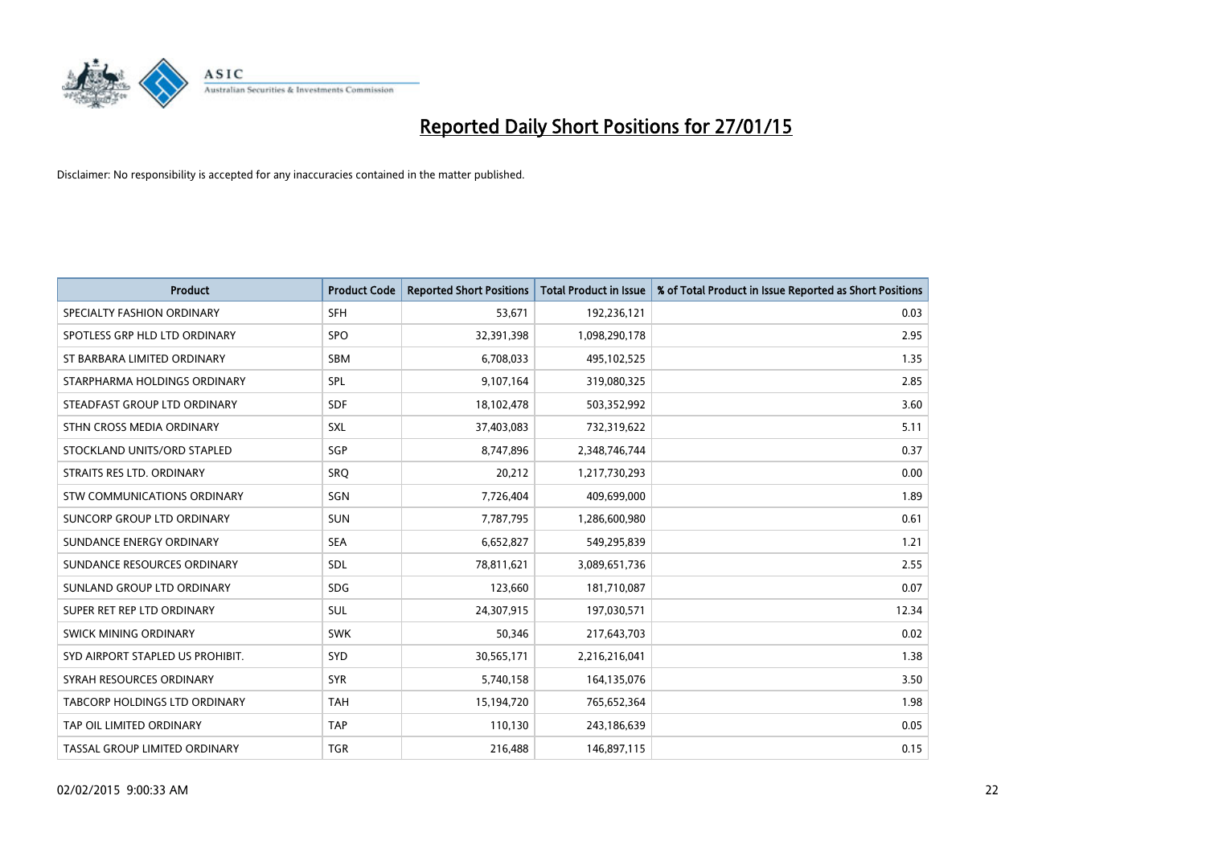# Reported Daily Short Positions for 27/01/15

Disclaimer: No responsibility is accepted for any inaccuracies contained in the matter published.

| Product | Product Code | Reported Short Positions | Total Product in Issue | % of Total Product in Issue Reported as Short Positions |
| --- | --- | --- | --- | --- |
| SPECIALTY FASHION ORDINARY | SFH | 53,671 | 192,236,121 | 0.03 |
| SPOTLESS GRP HLD LTD ORDINARY | SPO | 32,391,398 | 1,098,290,178 | 2.95 |
| ST BARBARA LIMITED ORDINARY | SBM | 6,708,033 | 495,102,525 | 1.35 |
| STARPHARMA HOLDINGS ORDINARY | SPL | 9,107,164 | 319,080,325 | 2.85 |
| STEADFAST GROUP LTD ORDINARY | SDF | 18,102,478 | 503,352,992 | 3.60 |
| STHN CROSS MEDIA ORDINARY | SXL | 37,403,083 | 732,319,622 | 5.11 |
| STOCKLAND UNITS/ORD STAPLED | SGP | 8,747,896 | 2,348,746,744 | 0.37 |
| STRAITS RES LTD. ORDINARY | SRQ | 20,212 | 1,217,730,293 | 0.00 |
| STW COMMUNICATIONS ORDINARY | SGN | 7,726,404 | 409,699,000 | 1.89 |
| SUNCORP GROUP LTD ORDINARY | SUN | 7,787,795 | 1,286,600,980 | 0.61 |
| SUNDANCE ENERGY ORDINARY | SEA | 6,652,827 | 549,295,839 | 1.21 |
| SUNDANCE RESOURCES ORDINARY | SDL | 78,811,621 | 3,089,651,736 | 2.55 |
| SUNLAND GROUP LTD ORDINARY | SDG | 123,660 | 181,710,087 | 0.07 |
| SUPER RET REP LTD ORDINARY | SUL | 24,307,915 | 197,030,571 | 12.34 |
| SWICK MINING ORDINARY | SWK | 50,346 | 217,643,703 | 0.02 |
| SYD AIRPORT STAPLED US PROHIBIT. | SYD | 30,565,171 | 2,216,216,041 | 1.38 |
| SYRAH RESOURCES ORDINARY | SYR | 5,740,158 | 164,135,076 | 3.50 |
| TABCORP HOLDINGS LTD ORDINARY | TAH | 15,194,720 | 765,652,364 | 1.98 |
| TAP OIL LIMITED ORDINARY | TAP | 110,130 | 243,186,639 | 0.05 |
| TASSAL GROUP LIMITED ORDINARY | TGR | 216,488 | 146,897,115 | 0.15 |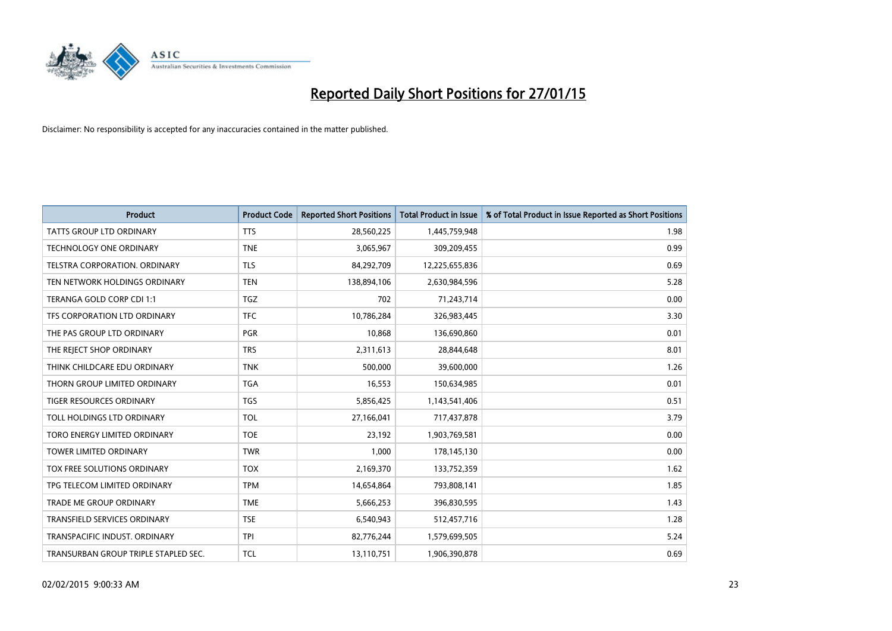# Reported Daily Short Positions for 27/01/15

Disclaimer: No responsibility is accepted for any inaccuracies contained in the matter published.

| Product | Product Code | Reported Short Positions | Total Product in Issue | % of Total Product in Issue Reported as Short Positions |
|---|---|---|---|---|
| TATTS GROUP LTD ORDINARY | TTS | 28,560,225 | 1,445,759,948 | 1.98 |
| TECHNOLOGY ONE ORDINARY | TNE | 3,065,967 | 309,209,455 | 0.99 |
| TELSTRA CORPORATION. ORDINARY | TLS | 84,292,709 | 12,225,655,836 | 0.69 |
| TEN NETWORK HOLDINGS ORDINARY | TEN | 138,894,106 | 2,630,984,596 | 5.28 |
| TERANGA GOLD CORP CDI 1:1 | TGZ | 702 | 71,243,714 | 0.00 |
| TFS CORPORATION LTD ORDINARY | TFC | 10,786,284 | 326,983,445 | 3.30 |
| THE PAS GROUP LTD ORDINARY | PGR | 10,868 | 136,690,860 | 0.01 |
| THE REJECT SHOP ORDINARY | TRS | 2,311,613 | 28,844,648 | 8.01 |
| THINK CHILDCARE EDU ORDINARY | TNK | 500,000 | 39,600,000 | 1.26 |
| THORN GROUP LIMITED ORDINARY | TGA | 16,553 | 150,634,985 | 0.01 |
| TIGER RESOURCES ORDINARY | TGS | 5,856,425 | 1,143,541,406 | 0.51 |
| TOLL HOLDINGS LTD ORDINARY | TOL | 27,166,041 | 717,437,878 | 3.79 |
| TORO ENERGY LIMITED ORDINARY | TOE | 23,192 | 1,903,769,581 | 0.00 |
| TOWER LIMITED ORDINARY | TWR | 1,000 | 178,145,130 | 0.00 |
| TOX FREE SOLUTIONS ORDINARY | TOX | 2,169,370 | 133,752,359 | 1.62 |
| TPG TELECOM LIMITED ORDINARY | TPM | 14,654,864 | 793,808,141 | 1.85 |
| TRADE ME GROUP ORDINARY | TME | 5,666,253 | 396,830,595 | 1.43 |
| TRANSFIELD SERVICES ORDINARY | TSE | 6,540,943 | 512,457,716 | 1.28 |
| TRANSPACIFIC INDUST. ORDINARY | TPI | 82,776,244 | 1,579,699,505 | 5.24 |
| TRANSURBAN GROUP TRIPLE STAPLED SEC. | TCL | 13,110,751 | 1,906,390,878 | 0.69 |

02/02/2015 9:00:33 AM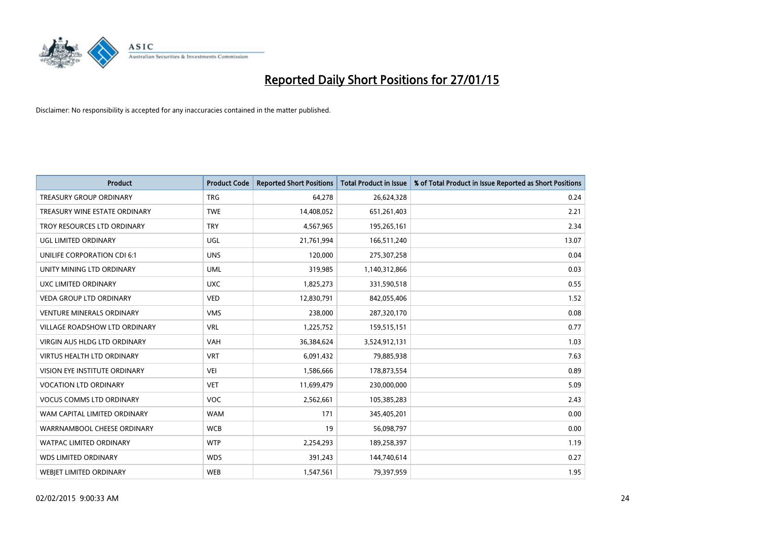# Reported Daily Short Positions for 27/01/15

Disclaimer: No responsibility is accepted for any inaccuracies contained in the matter published.

| Product | Product Code | Reported Short Positions | Total Product in Issue | % of Total Product in Issue Reported as Short Positions |
|---|---|---|---|---|
| TREASURY GROUP ORDINARY | TRG | 64,278 | 26,624,328 | 0.24 |
| TREASURY WINE ESTATE ORDINARY | TWE | 14,408,052 | 651,261,403 | 2.21 |
| TROY RESOURCES LTD ORDINARY | TRY | 4,567,965 | 195,265,161 | 2.34 |
| UGL LIMITED ORDINARY | UGL | 21,761,994 | 166,511,240 | 13.07 |
| UNILIFE CORPORATION CDI 6:1 | UNS | 120,000 | 275,307,258 | 0.04 |
| UNITY MINING LTD ORDINARY | UML | 319,985 | 1,140,312,866 | 0.03 |
| UXC LIMITED ORDINARY | UXC | 1,825,273 | 331,590,518 | 0.55 |
| VEDA GROUP LTD ORDINARY | VED | 12,830,791 | 842,055,406 | 1.52 |
| VENTURE MINERALS ORDINARY | VMS | 238,000 | 287,320,170 | 0.08 |
| VILLAGE ROADSHOW LTD ORDINARY | VRL | 1,225,752 | 159,515,151 | 0.77 |
| VIRGIN AUS HLDG LTD ORDINARY | VAH | 36,384,624 | 3,524,912,131 | 1.03 |
| VIRTUS HEALTH LTD ORDINARY | VRT | 6,091,432 | 79,885,938 | 7.63 |
| VISION EYE INSTITUTE ORDINARY | VEI | 1,586,666 | 178,873,554 | 0.89 |
| VOCATION LTD ORDINARY | VET | 11,699,479 | 230,000,000 | 5.09 |
| VOCUS COMMS LTD ORDINARY | VOC | 2,562,661 | 105,385,283 | 2.43 |
| WAM CAPITAL LIMITED ORDINARY | WAM | 171 | 345,405,201 | 0.00 |
| WARRNAMBOOL CHEESE ORDINARY | WCB | 19 | 56,098,797 | 0.00 |
| WATPAC LIMITED ORDINARY | WTP | 2,254,293 | 189,258,397 | 1.19 |
| WDS LIMITED ORDINARY | WDS | 391,243 | 144,740,614 | 0.27 |
| WEBJET LIMITED ORDINARY | WEB | 1,547,561 | 79,397,959 | 1.95 |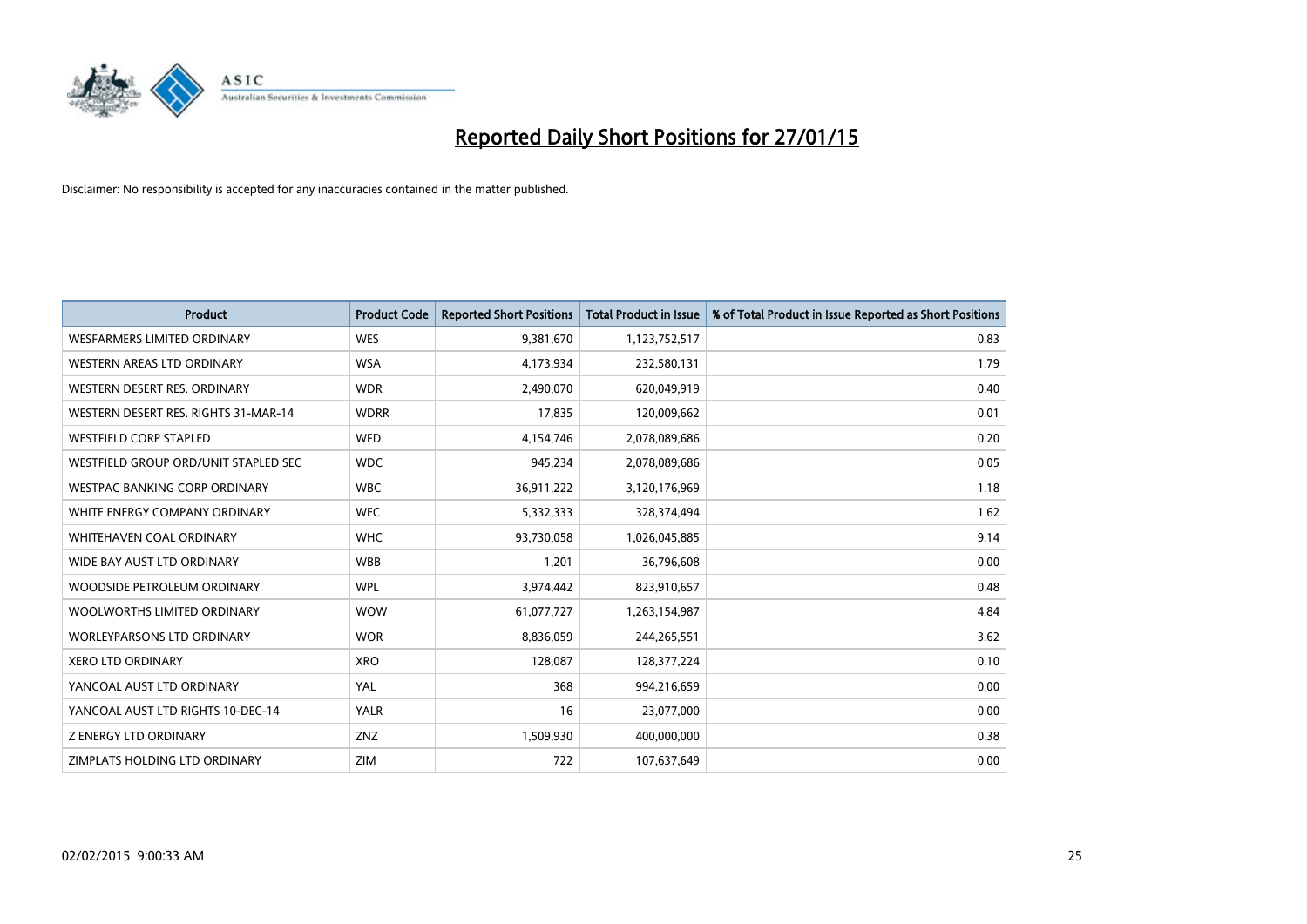# Reported Daily Short Positions for 27/01/15

Disclaimer: No responsibility is accepted for any inaccuracies contained in the matter published.

| Product | Product Code | Reported Short Positions | Total Product in Issue | % of Total Product in Issue Reported as Short Positions |
|---|---|---|---|---|
| WESFARMERS LIMITED ORDINARY | WES | 9,381,670 | 1,123,752,517 | 0.83 |
| WESTERN AREAS LTD ORDINARY | WSA | 4,173,934 | 232,580,131 | 1.79 |
| WESTERN DESERT RES. ORDINARY | WDR | 2,490,070 | 620,049,919 | 0.40 |
| WESTERN DESERT RES. RIGHTS 31-MAR-14 | WDRR | 17,835 | 120,009,662 | 0.01 |
| WESTFIELD CORP STAPLED | WFD | 4,154,746 | 2,078,089,686 | 0.20 |
| WESTFIELD GROUP ORD/UNIT STAPLED SEC | WDC | 945,234 | 2,078,089,686 | 0.05 |
| WESTPAC BANKING CORP ORDINARY | WBC | 36,911,222 | 3,120,176,969 | 1.18 |
| WHITE ENERGY COMPANY ORDINARY | WEC | 5,332,333 | 328,374,494 | 1.62 |
| WHITEHAVEN COAL ORDINARY | WHC | 93,730,058 | 1,026,045,885 | 9.14 |
| WIDE BAY AUST LTD ORDINARY | WBB | 1,201 | 36,796,608 | 0.00 |
| WOODSIDE PETROLEUM ORDINARY | WPL | 3,974,442 | 823,910,657 | 0.48 |
| WOOLWORTHS LIMITED ORDINARY | WOW | 61,077,727 | 1,263,154,987 | 4.84 |
| WORLEYPARSONS LTD ORDINARY | WOR | 8,836,059 | 244,265,551 | 3.62 |
| XERO LTD ORDINARY | XRO | 128,087 | 128,377,224 | 0.10 |
| YANCOAL AUST LTD ORDINARY | YAL | 368 | 994,216,659 | 0.00 |
| YANCOAL AUST LTD RIGHTS 10-DEC-14 | YALR | 16 | 23,077,000 | 0.00 |
| Z ENERGY LTD ORDINARY | ZNZ | 1,509,930 | 400,000,000 | 0.38 |
| ZIMPLATS HOLDING LTD ORDINARY | ZIM | 722 | 107,637,649 | 0.00 |